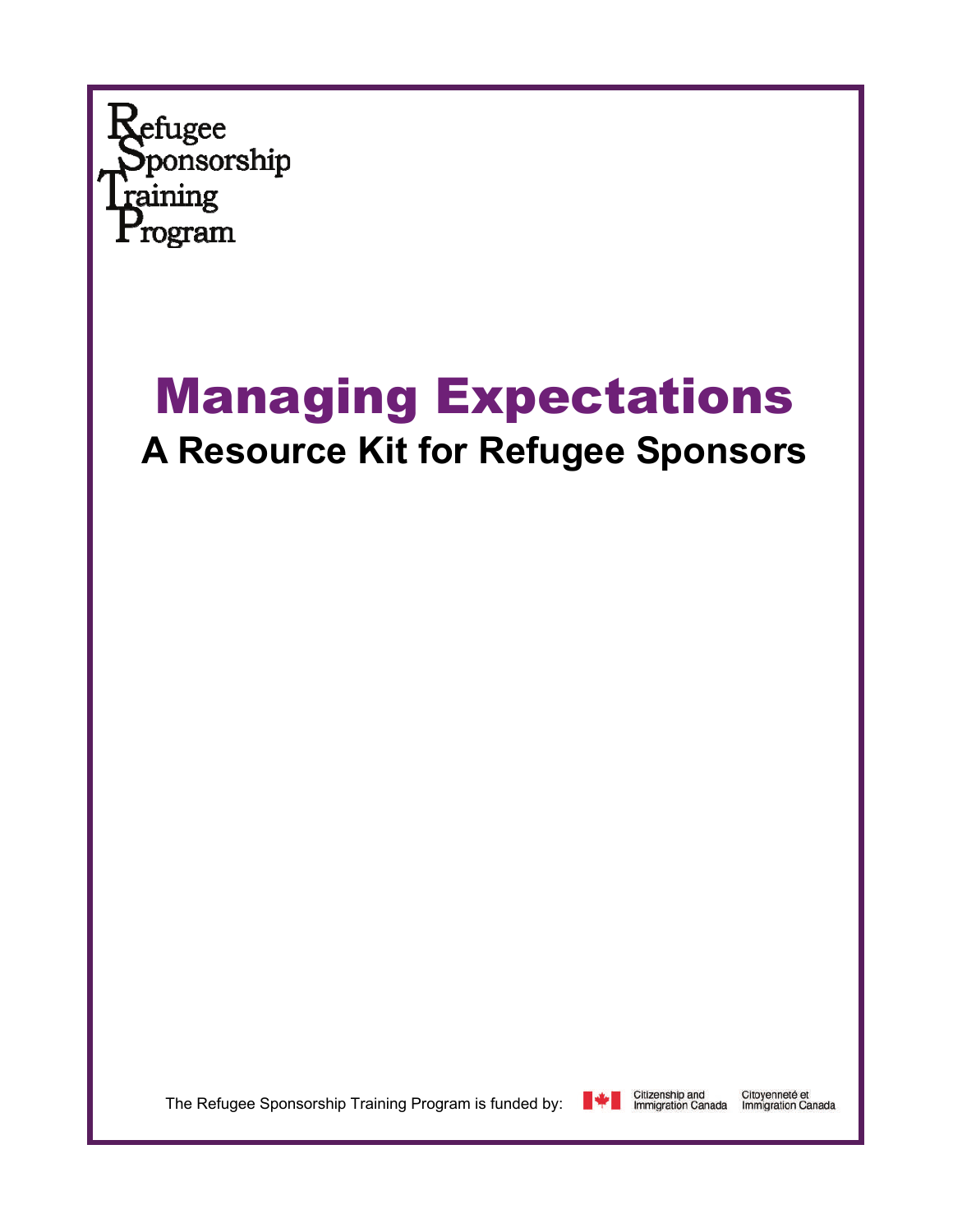Refugee
Sponsorship
Training
Program

# Managing Expectations

## A Resource Kit for Refugee Sponsors

The Refugee Sponsorship Training Program is funded by: Citizenship and Immigration Canada / Citoyenneté et Immigration Canada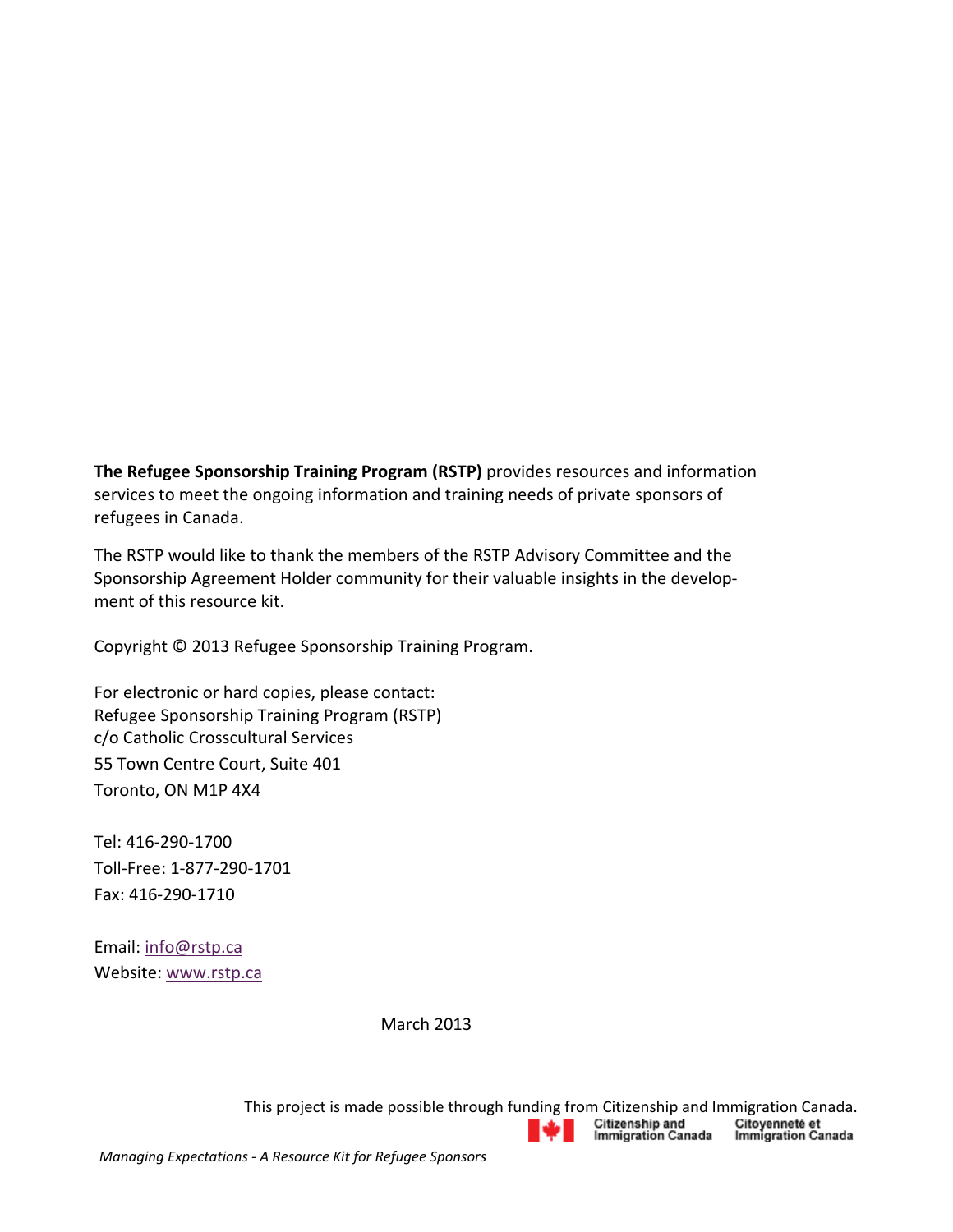**The Refugee Sponsorship Training Program (RSTP)** provides resources and information services to meet the ongoing information and training needs of private sponsors of refugees in Canada.

The RSTP would like to thank the members of the RSTP Advisory Committee and the Sponsorship Agreement Holder community for their valuable insights in the development of this resource kit.

Copyright © 2013 Refugee Sponsorship Training Program.

For electronic or hard copies, please contact:
Refugee Sponsorship Training Program (RSTP)
c/o Catholic Crosscultural Services
55 Town Centre Court, Suite 401
Toronto, ON M1P 4X4

Tel: 416-290-1700
Toll-Free: 1-877-290-1701
Fax: 416-290-1710

Email: info@rstp.ca
Website: www.rstp.ca

March 2013

This project is made possible through funding from Citizenship and Immigration Canada.

Citizenship and Immigration Canada Citoyenneté et Immigration Canada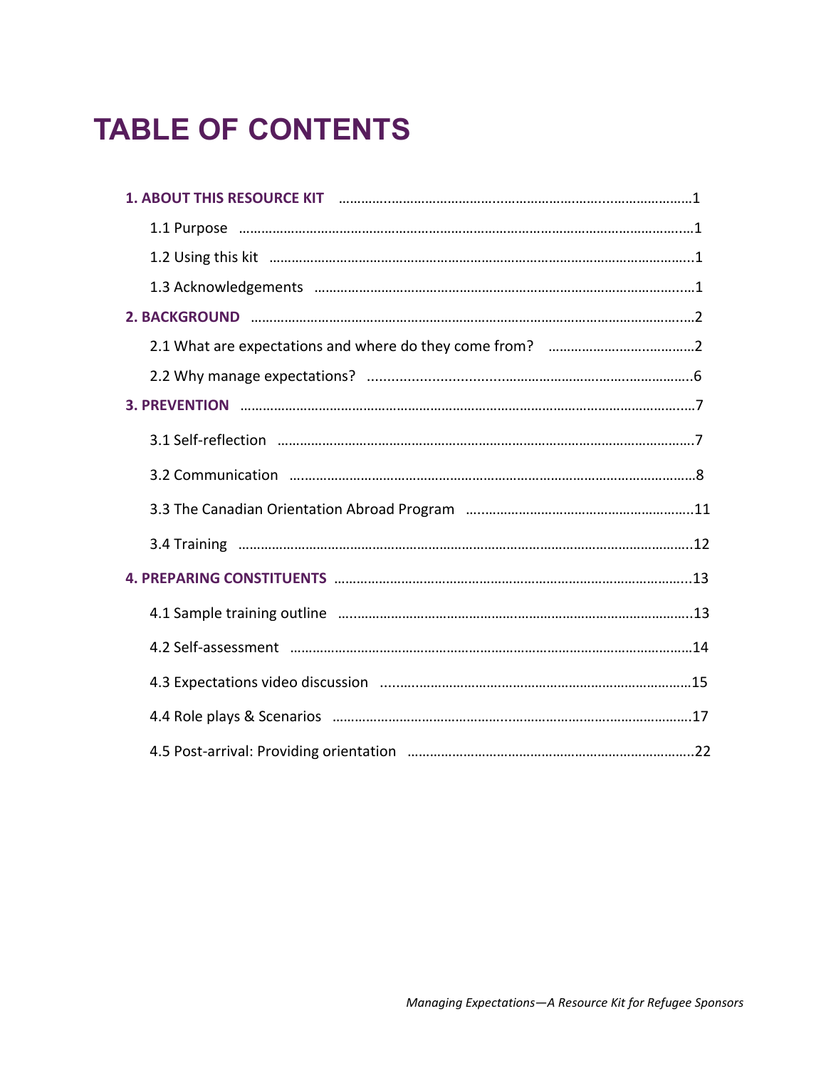# TABLE OF CONTENTS

**1. ABOUT THIS RESOURCE KIT** …………………………………………………………………………1

1.1 Purpose ……………………………………………………………………………………………1

1.2 Using this kit ……………………………………………………………………………………1

1.3 Acknowledgements ……………………………………………………………………………1

**2. BACKGROUND** …………………………………………………………………………………2

2.1 What are expectations and where do they come from? ……………………………2

2.2 Why manage expectations? ……………………………………………………………………6

**3. PREVENTION** ……………………………………………………………………………………7

3.1 Self-reflection ……………………………………………………………………………………7

3.2 Communication …………………………………………………………………………………8

3.3 The Canadian Orientation Abroad Program …………………………………………11

3.4 Training …………………………………………………………………………………………12

**4. PREPARING CONSTITUENTS** ………………………………………………………………13

4.1 Sample training outline ……………………………………………………………………13

4.2 Self-assessment …………………………………………………………………………………14

4.3 Expectations video discussion ……………………………………………………………15

4.4 Role plays & Scenarios ………………………………………………………………………17

4.5 Post-arrival: Providing orientation ……………………………………………………22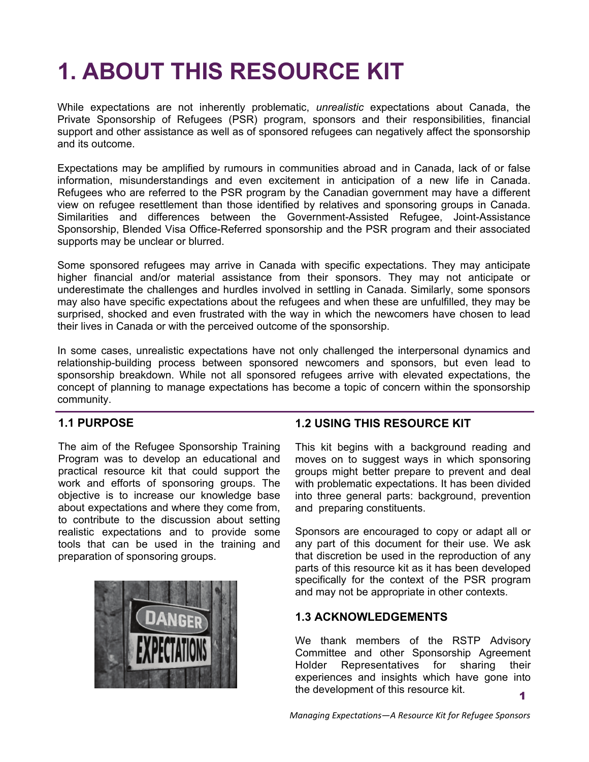# 1. ABOUT THIS RESOURCE KIT

While expectations are not inherently problematic, *unrealistic* expectations about Canada, the Private Sponsorship of Refugees (PSR) program, sponsors and their responsibilities, financial support and other assistance as well as of sponsored refugees can negatively affect the sponsorship and its outcome.

Expectations may be amplified by rumours in communities abroad and in Canada, lack of or false information, misunderstandings and even excitement in anticipation of a new life in Canada. Refugees who are referred to the PSR program by the Canadian government may have a different view on refugee resettlement than those identified by relatives and sponsoring groups in Canada. Similarities and differences between the Government-Assisted Refugee, Joint-Assistance Sponsorship, Blended Visa Office-Referred sponsorship and the PSR program and their associated supports may be unclear or blurred.

Some sponsored refugees may arrive in Canada with specific expectations. They may anticipate higher financial and/or material assistance from their sponsors. They may not anticipate or underestimate the challenges and hurdles involved in settling in Canada. Similarly, some sponsors may also have specific expectations about the refugees and when these are unfulfilled, they may be surprised, shocked and even frustrated with the way in which the newcomers have chosen to lead their lives in Canada or with the perceived outcome of the sponsorship.

In some cases, unrealistic expectations have not only challenged the interpersonal dynamics and relationship-building process between sponsored newcomers and sponsors, but even lead to sponsorship breakdown. While not all sponsored refugees arrive with elevated expectations, the concept of planning to manage expectations has become a topic of concern within the sponsorship community.

## 1.1 PURPOSE

The aim of the Refugee Sponsorship Training Program was to develop an educational and practical resource kit that could support the work and efforts of sponsoring groups. The objective is to increase our knowledge base about expectations and where they come from, to contribute to the discussion about setting realistic expectations and to provide some tools that can be used in the training and preparation of sponsoring groups.

## 1.2 USING THIS RESOURCE KIT

This kit begins with a background reading and moves on to suggest ways in which sponsoring groups might better prepare to prevent and deal with problematic expectations. It has been divided into three general parts: background, prevention and preparing constituents.

Sponsors are encouraged to copy or adapt all or any part of this document for their use. We ask that discretion be used in the reproduction of any parts of this resource kit as it has been developed specifically for the context of the PSR program and may not be appropriate in other contexts.

## 1.3 ACKNOWLEDGEMENTS

We thank members of the RSTP Advisory Committee and other Sponsorship Agreement Holder Representatives for sharing their experiences and insights which have gone into the development of this resource kit.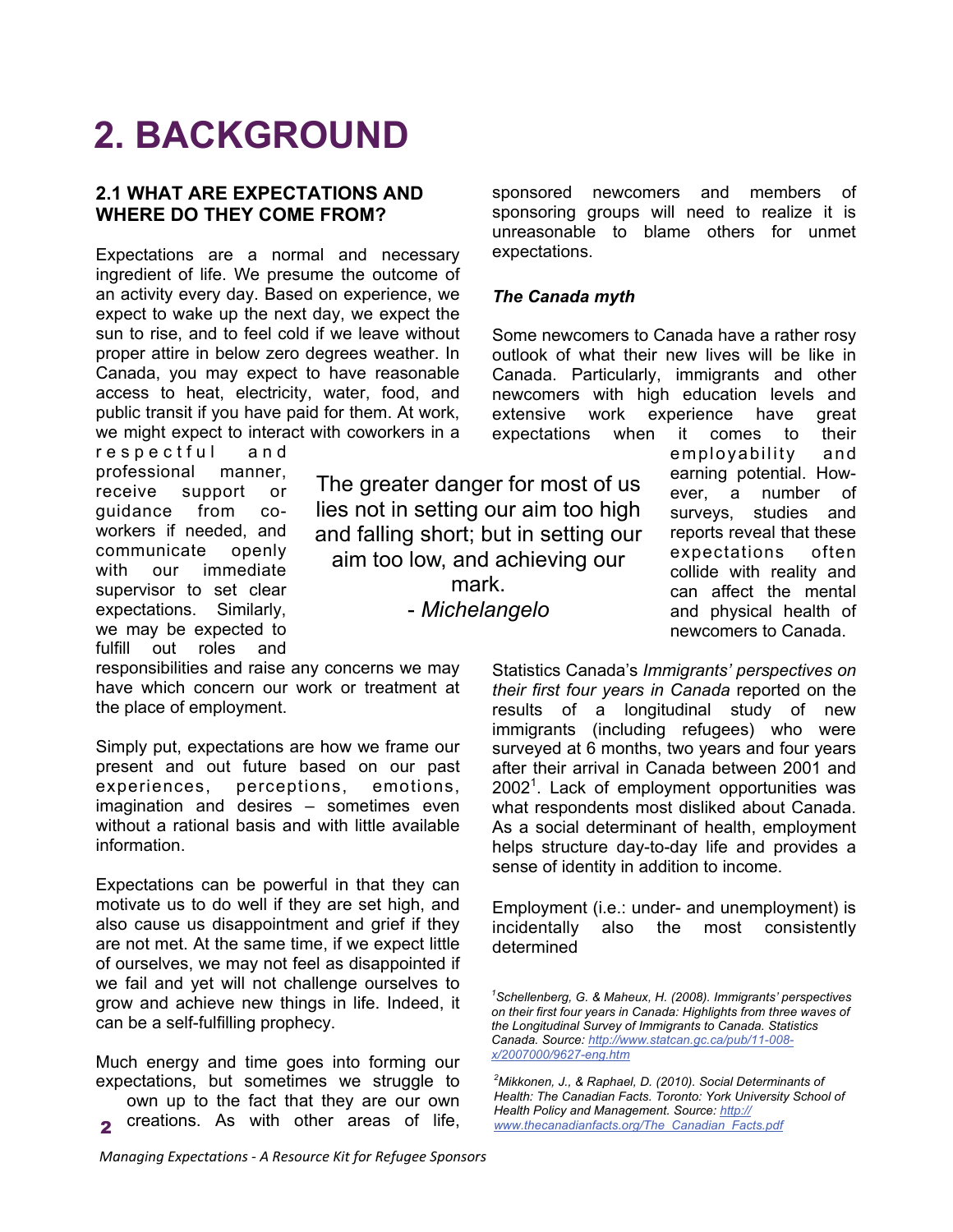# 2. BACKGROUND

### 2.1 WHAT ARE EXPECTATIONS AND WHERE DO THEY COME FROM?

Expectations are a normal and necessary ingredient of life. We presume the outcome of an activity every day. Based on experience, we expect to wake up the next day, we expect the sun to rise, and to feel cold if we leave without proper attire in below zero degrees weather. In Canada, you may expect to have reasonable access to heat, electricity, water, food, and public transit if you have paid for them. At work, we might expect to interact with coworkers in a respectful and professional manner, receive support or guidance from co-workers if needed, and communicate openly with our immediate supervisor to set clear expectations. Similarly, we may be expected to fulfill out roles and responsibilities and raise any concerns we may have which concern our work or treatment at the place of employment.

> The greater danger for most of us lies not in setting our aim too high and falling short; but in setting our aim too low, and achieving our mark.
> - *Michelangelo*

Simply put, expectations are how we frame our present and out future based on our past experiences, perceptions, emotions, imagination and desires – sometimes even without a rational basis and with little available information.

Expectations can be powerful in that they can motivate us to do well if they are set high, and also cause us disappointment and grief if they are not met. At the same time, if we expect little of ourselves, we may not feel as disappointed if we fail and yet will not challenge ourselves to grow and achieve new things in life. Indeed, it can be a self-fulfilling prophecy.

Much energy and time goes into forming our expectations, but sometimes we struggle to own up to the fact that they are our own creations. As with other areas of life, sponsored newcomers and members of sponsoring groups will need to realize it is unreasonable to blame others for unmet expectations.

***The Canada myth***

Some newcomers to Canada have a rather rosy outlook of what their new lives will be like in Canada. Particularly, immigrants and other newcomers with high education levels and extensive work experience have great expectations when it comes to their employability and earning potential. However, a number of surveys, studies and reports reveal that these expectations often collide with reality and can affect the mental and physical health of newcomers to Canada.

Statistics Canada's *Immigrants' perspectives on their first four years in Canada* reported on the results of a longitudinal study of new immigrants (including refugees) who were surveyed at 6 months, two years and four years after their arrival in Canada between 2001 and 2002[1]. Lack of employment opportunities was what respondents most disliked about Canada. As a social determinant of health, employment helps structure day-to-day life and provides a sense of identity in addition to income.

Employment (i.e.: under- and unemployment) is incidentally also the most consistently determined

[1] *Schellenberg, G. & Maheux, H. (2008). Immigrants' perspectives on their first four years in Canada: Highlights from three waves of the Longitudinal Survey of Immigrants to Canada. Statistics Canada. Source: http://www.statcan.gc.ca/pub/11-008-x/2007000/9627-eng.htm*

[2] *Mikkonen, J., & Raphael, D. (2010). Social Determinants of Health: The Canadian Facts. Toronto: York University School of Health Policy and Management. Source: http://www.thecanadianfacts.org/The_Canadian_Facts.pdf*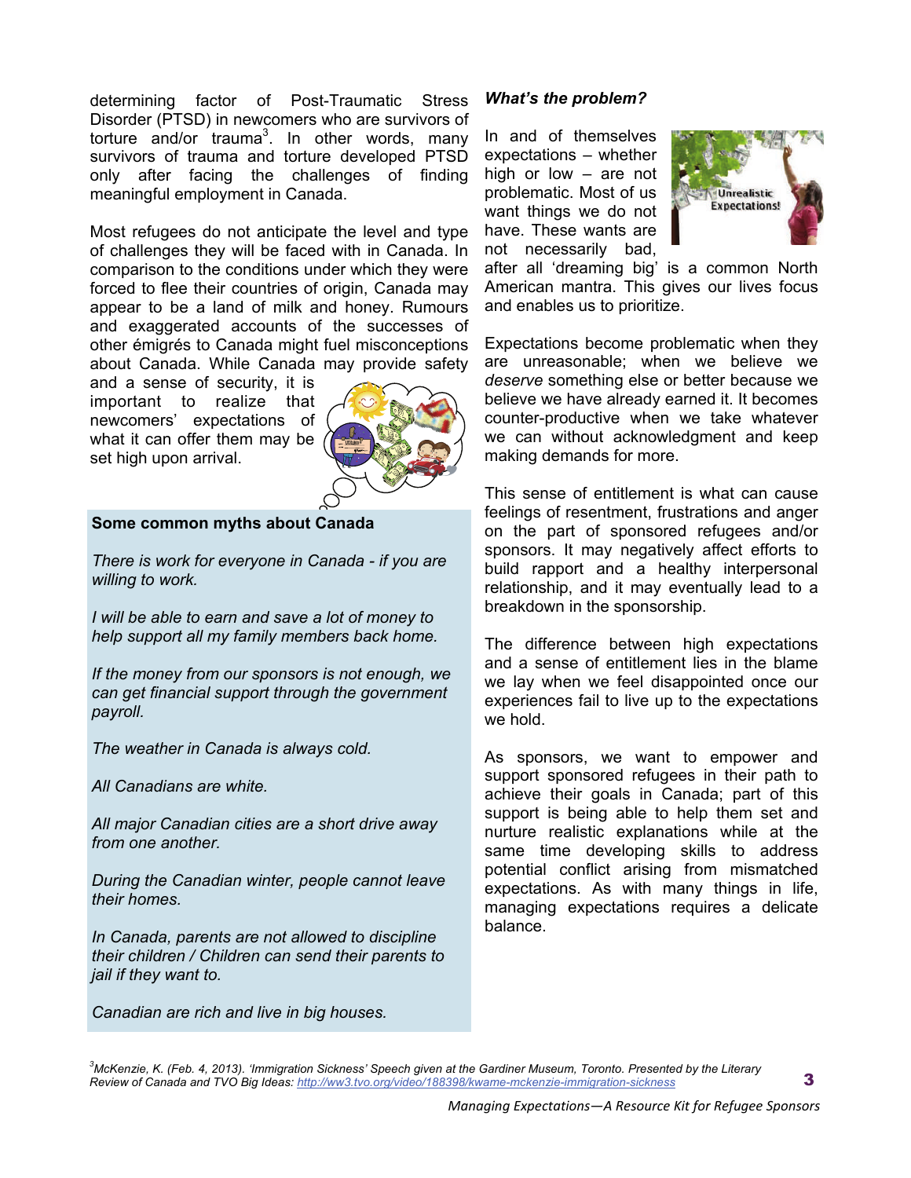determining factor of Post-Traumatic Stress Disorder (PTSD) in newcomers who are survivors of torture and/or trauma[3]. In other words, many survivors of trauma and torture developed PTSD only after facing the challenges of finding meaningful employment in Canada.

Most refugees do not anticipate the level and type of challenges they will be faced with in Canada. In comparison to the conditions under which they were forced to flee their countries of origin, Canada may appear to be a land of milk and honey. Rumours and exaggerated accounts of the successes of other émigrés to Canada might fuel misconceptions about Canada. While Canada may provide safety and a sense of security, it is important to realize that newcomers' expectations of what it can offer them may be set high upon arrival.

**Some common myths about Canada**

*There is work for everyone in Canada - if you are willing to work.*

*I will be able to earn and save a lot of money to help support all my family members back home.*

*If the money from our sponsors is not enough, we can get financial support through the government payroll.*

*The weather in Canada is always cold.*

*All Canadians are white.*

*All major Canadian cities are a short drive away from one another.*

*During the Canadian winter, people cannot leave their homes.*

*In Canada, parents are not allowed to discipline their children / Children can send their parents to jail if they want to.*

*Canadian are rich and live in big houses.*

### *What's the problem?*

In and of themselves expectations – whether high or low – are not problematic. Most of us want things we do not have. These wants are not necessarily bad, after all 'dreaming big' is a common North American mantra. This gives our lives focus and enables us to prioritize.

Expectations become problematic when they are unreasonable; when we believe we *deserve* something else or better because we believe we have already earned it. It becomes counter-productive when we take whatever we can without acknowledgment and keep making demands for more.

This sense of entitlement is what can cause feelings of resentment, frustrations and anger on the part of sponsored refugees and/or sponsors. It may negatively affect efforts to build rapport and a healthy interpersonal relationship, and it may eventually lead to a breakdown in the sponsorship.

The difference between high expectations and a sense of entitlement lies in the blame we lay when we feel disappointed once our experiences fail to live up to the expectations we hold.

As sponsors, we want to empower and support sponsored refugees in their path to achieve their goals in Canada; part of this support is being able to help them set and nurture realistic explanations while at the same time developing skills to address potential conflict arising from mismatched expectations. As with many things in life, managing expectations requires a delicate balance.

[3] McKenzie, K. (Feb. 4, 2013). 'Immigration Sickness' Speech given at the Gardiner Museum, Toronto. Presented by the Literary Review of Canada and TVO Big Ideas: http://ww3.tvo.org/video/188398/kwame-mckenzie-immigration-sickness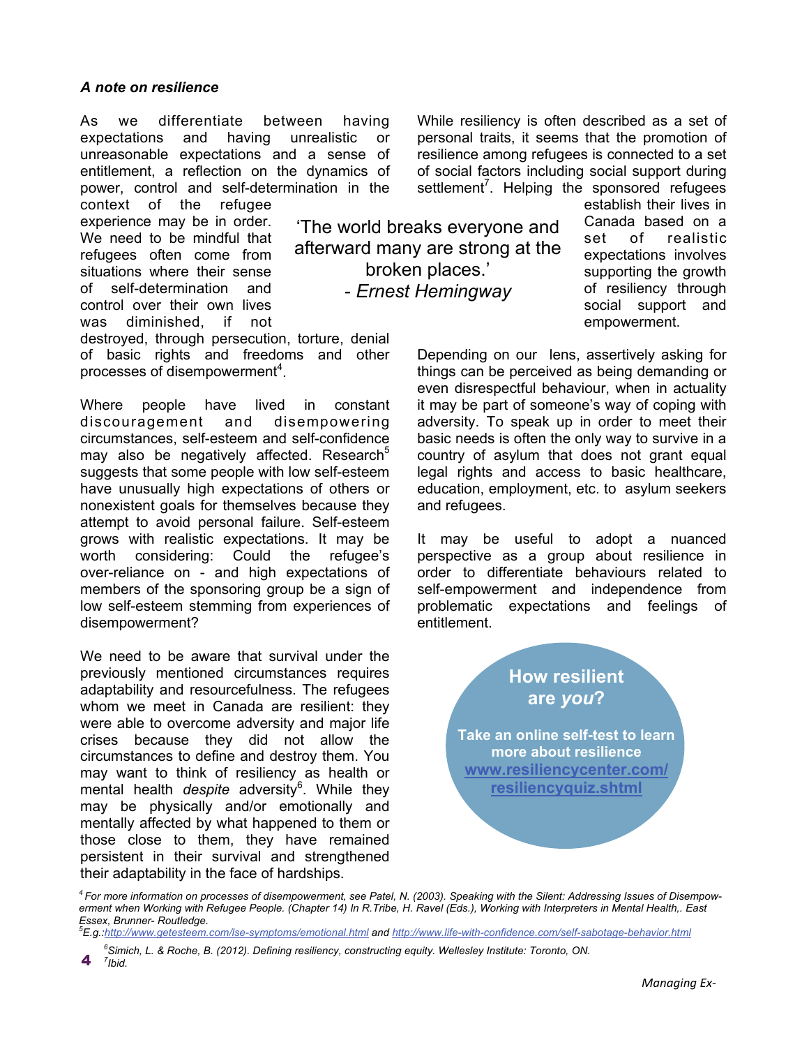***A note on resilience***

As we differentiate between having expectations and having unrealistic or unreasonable expectations and a sense of entitlement, a reflection on the dynamics of power, control and self-determination in the context of the refugee experience may be in order. We need to be mindful that refugees often come from situations where their sense of self-determination and control over their own lives was diminished, if not destroyed, through persecution, torture, denial of basic rights and freedoms and other processes of disempowerment[4].

Where people have lived in constant discouragement and disempowering circumstances, self-esteem and self-confidence may also be negatively affected. Research[5] suggests that some people with low self-esteem have unusually high expectations of others or nonexistent goals for themselves because they attempt to avoid personal failure. Self-esteem grows with realistic expectations. It may be worth considering: Could the refugee's over-reliance on - and high expectations of members of the sponsoring group be a sign of low self-esteem stemming from experiences of disempowerment?

We need to be aware that survival under the previously mentioned circumstances requires adaptability and resourcefulness. The refugees whom we meet in Canada are resilient: they were able to overcome adversity and major life crises because they did not allow the circumstances to define and destroy them. You may want to think of resiliency as health or mental health *despite* adversity[6]. While they may be physically and/or emotionally and mentally affected by what happened to them or those close to them, they have remained persistent in their survival and strengthened their adaptability in the face of hardships.

'The world breaks everyone and afterward many are strong at the broken places.'
- *Ernest Hemingway*

While resiliency is often described as a set of personal traits, it seems that the promotion of resilience among refugees is connected to a set of social factors including social support during settlement[7]. Helping the sponsored refugees establish their lives in Canada based on a set of realistic expectations involves supporting the growth of resiliency through social support and empowerment.

Depending on our lens, assertively asking for things can be perceived as being demanding or even disrespectful behaviour, when in actuality it may be part of someone's way of coping with adversity. To speak up in order to meet their basic needs is often the only way to survive in a country of asylum that does not grant equal legal rights and access to basic healthcare, education, employment, etc. to asylum seekers and refugees.

It may be useful to adopt a nuanced perspective as a group about resilience in order to differentiate behaviours related to self-empowerment and independence from problematic expectations and feelings of entitlement.

**How resilient are *you*?**

**Take an online self-test to learn more about resilience [www.resiliencycenter.com/resiliencyquiz.shtml](www.resiliencycenter.com/resiliencyquiz.shtml)**

---

*[4] For more information on processes of disempowerment, see Patel, N. (2003). Speaking with the Silent: Addressing Issues of Disempowerment when Working with Refugee People. (Chapter 14) In R.Tribe, H. Ravel (Eds.), Working with Interpreters in Mental Health,. East Essex, Brunner- Routledge.*

*[5] E.g.:http://www.getesteem.com/lse-symptoms/emotional.html and http://www.life-with-confidence.com/self-sabotage-behavior.html*

*[6] Simich, L. & Roche, B. (2012). Defining resiliency, constructing equity. Wellesley Institute: Toronto, ON.*

*[7] Ibid.*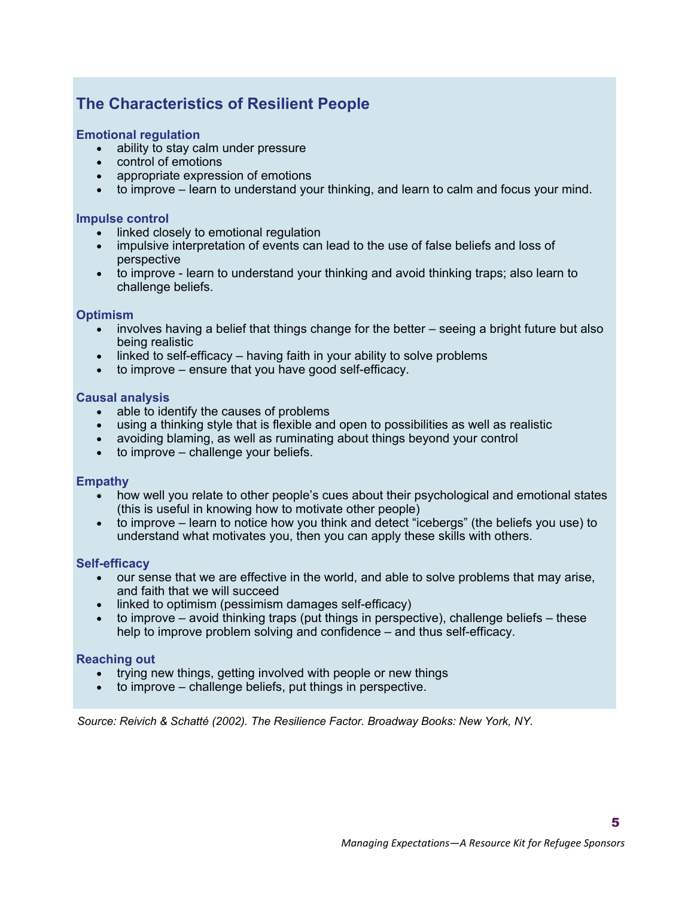## The Characteristics of Resilient People

### Emotional regulation

- ability to stay calm under pressure
- control of emotions
- appropriate expression of emotions
- to improve – learn to understand your thinking, and learn to calm and focus your mind.

### Impulse control

- linked closely to emotional regulation
- impulsive interpretation of events can lead to the use of false beliefs and loss of perspective
- to improve - learn to understand your thinking and avoid thinking traps; also learn to challenge beliefs.

### Optimism

- involves having a belief that things change for the better – seeing a bright future but also being realistic
- linked to self-efficacy – having faith in your ability to solve problems
- to improve – ensure that you have good self-efficacy.

### Causal analysis

- able to identify the causes of problems
- using a thinking style that is flexible and open to possibilities as well as realistic
- avoiding blaming, as well as ruminating about things beyond your control
- to improve – challenge your beliefs.

### Empathy

- how well you relate to other people's cues about their psychological and emotional states (this is useful in knowing how to motivate other people)
- to improve – learn to notice how you think and detect "icebergs" (the beliefs you use) to understand what motivates you, then you can apply these skills with others.

### Self-efficacy

- our sense that we are effective in the world, and able to solve problems that may arise, and faith that we will succeed
- linked to optimism (pessimism damages self-efficacy)
- to improve – avoid thinking traps (put things in perspective), challenge beliefs – these help to improve problem solving and confidence – and thus self-efficacy.

### Reaching out

- trying new things, getting involved with people or new things
- to improve – challenge beliefs, put things in perspective.

*Source: Reivich & Schatté (2002). The Resilience Factor. Broadway Books: New York, NY.*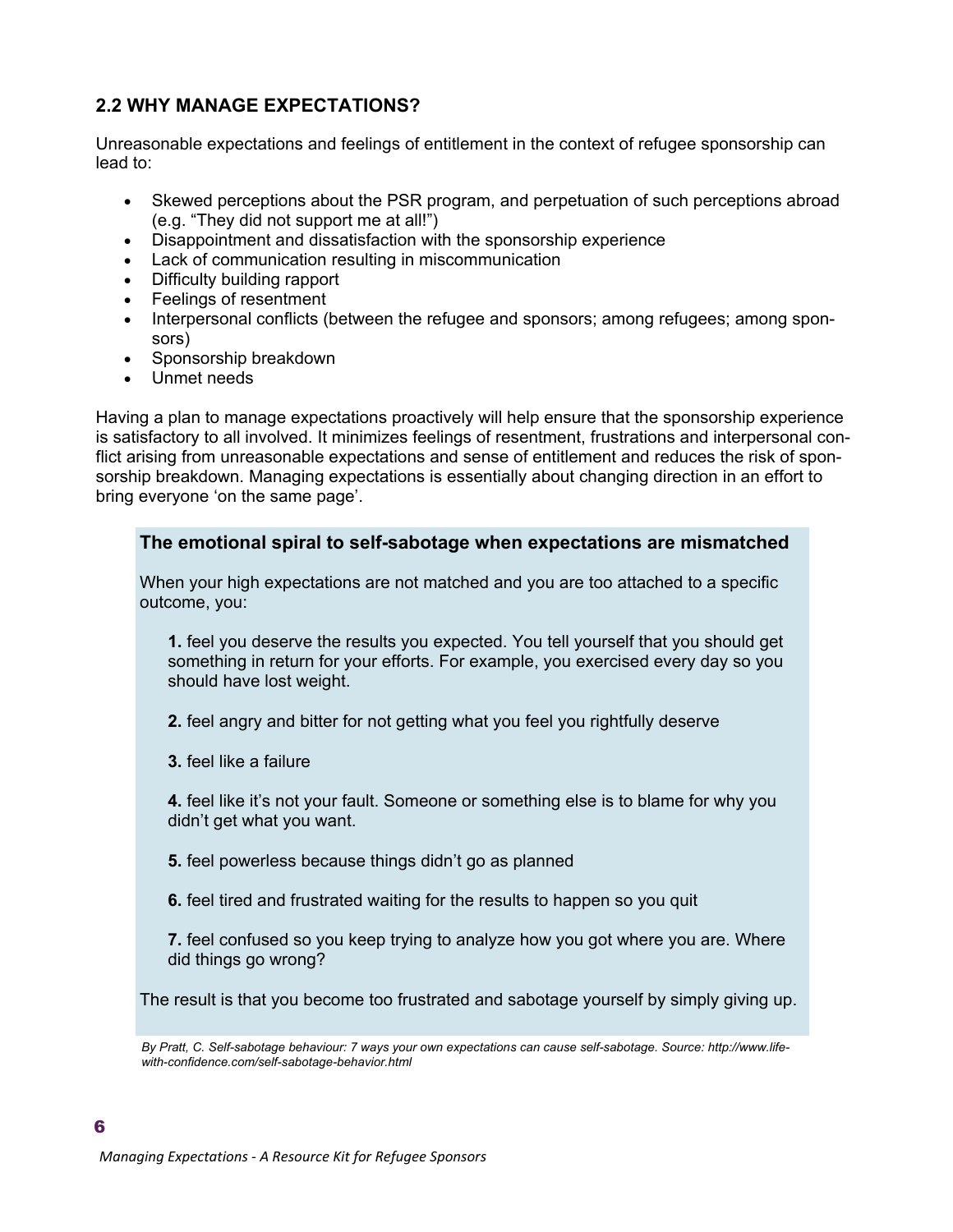## 2.2 WHY MANAGE EXPECTATIONS?

Unreasonable expectations and feelings of entitlement in the context of refugee sponsorship can lead to:

- Skewed perceptions about the PSR program, and perpetuation of such perceptions abroad (e.g. "They did not support me at all!")
- Disappointment and dissatisfaction with the sponsorship experience
- Lack of communication resulting in miscommunication
- Difficulty building rapport
- Feelings of resentment
- Interpersonal conflicts (between the refugee and sponsors; among refugees; among sponsors)
- Sponsorship breakdown
- Unmet needs

Having a plan to manage expectations proactively will help ensure that the sponsorship experience is satisfactory to all involved. It minimizes feelings of resentment, frustrations and interpersonal conflict arising from unreasonable expectations and sense of entitlement and reduces the risk of sponsorship breakdown. Managing expectations is essentially about changing direction in an effort to bring everyone 'on the same page'.

**The emotional spiral to self-sabotage when expectations are mismatched**

When your high expectations are not matched and you are too attached to a specific outcome, you:

**1.** feel you deserve the results you expected. You tell yourself that you should get something in return for your efforts. For example, you exercised every day so you should have lost weight.

**2.** feel angry and bitter for not getting what you feel you rightfully deserve

**3.** feel like a failure

**4.** feel like it's not your fault. Someone or something else is to blame for why you didn't get what you want.

**5.** feel powerless because things didn't go as planned

**6.** feel tired and frustrated waiting for the results to happen so you quit

**7.** feel confused so you keep trying to analyze how you got where you are. Where did things go wrong?

The result is that you become too frustrated and sabotage yourself by simply giving up.

*By Pratt, C. Self-sabotage behaviour: 7 ways your own expectations can cause self-sabotage. Source: http://www.life-with-confidence.com/self-sabotage-behavior.html*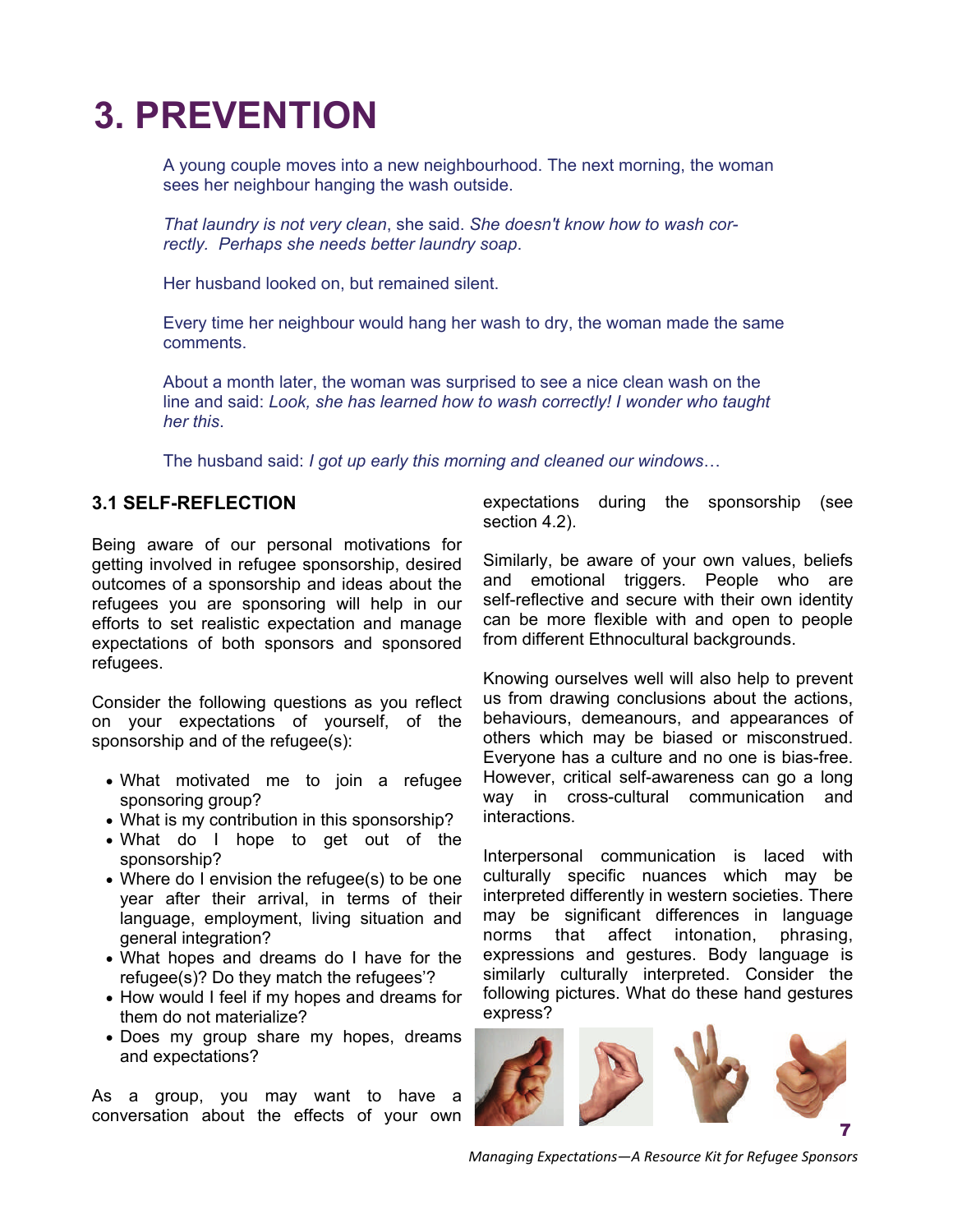// PAGE 11
# 3. PREVENTION

A young couple moves into a new neighbourhood. The next morning, the woman sees her neighbour hanging the wash outside.

*That laundry is not very clean*, she said. *She doesn't know how to wash correctly. Perhaps she needs better laundry soap*.

Her husband looked on, but remained silent.

Every time her neighbour would hang her wash to dry, the woman made the same comments.

About a month later, the woman was surprised to see a nice clean wash on the line and said: *Look, she has learned how to wash correctly! I wonder who taught her this*.

The husband said: *I got up early this morning and cleaned our windows…*

## 3.1 SELF-REFLECTION

Being aware of our personal motivations for getting involved in refugee sponsorship, desired outcomes of a sponsorship and ideas about the refugees you are sponsoring will help in our efforts to set realistic expectation and manage expectations of both sponsors and sponsored refugees.

Consider the following questions as you reflect on your expectations of yourself, of the sponsorship and of the refugee(s):

- What motivated me to join a refugee sponsoring group?
- What is my contribution in this sponsorship?
- What do I hope to get out of the sponsorship?
- Where do I envision the refugee(s) to be one year after their arrival, in terms of their language, employment, living situation and general integration?
- What hopes and dreams do I have for the refugee(s)? Do they match the refugees'?
- How would I feel if my hopes and dreams for them do not materialize?
- Does my group share my hopes, dreams and expectations?

As a group, you may want to have a conversation about the effects of your own expectations during the sponsorship (see section 4.2).

Similarly, be aware of your own values, beliefs and emotional triggers. People who are self-reflective and secure with their own identity can be more flexible with and open to people from different Ethnocultural backgrounds.

Knowing ourselves well will also help to prevent us from drawing conclusions about the actions, behaviours, demeanours, and appearances of others which may be biased or misconstrued. Everyone has a culture and no one is bias-free. However, critical self-awareness can go a long way in cross-cultural communication and interactions.

Interpersonal communication is laced with culturally specific nuances which may be interpreted differently in western societies. There may be significant differences in language norms that affect intonation, phrasing, expressions and gestures. Body language is similarly culturally interpreted. Consider the following pictures. What do these hand gestures express?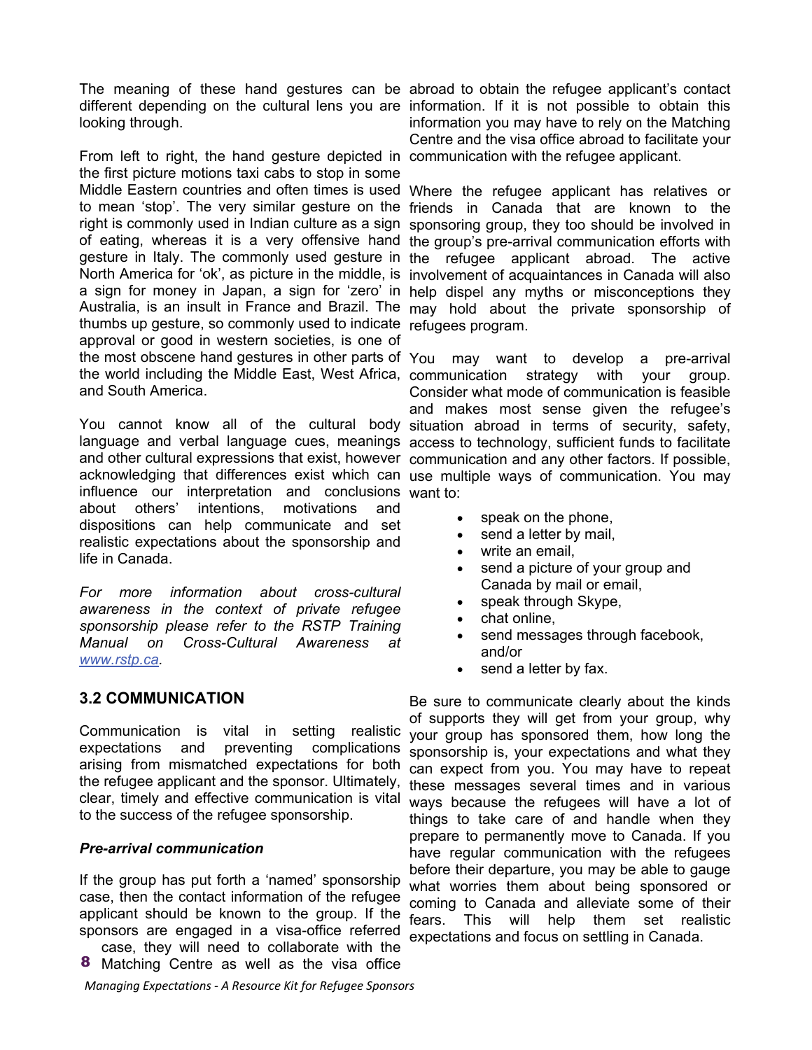The meaning of these hand gestures can be different depending on the cultural lens you are looking through.

From left to right, the hand gesture depicted in the first picture motions taxi cabs to stop in some Middle Eastern countries and often times is used to mean 'stop'. The very similar gesture on the right is commonly used in Indian culture as a sign of eating, whereas it is a very offensive hand gesture in Italy. The commonly used gesture in North America for 'ok', as picture in the middle, is a sign for money in Japan, a sign for 'zero' in Australia, is an insult in France and Brazil. The thumbs up gesture, so commonly used to indicate approval or good in western societies, is one of the most obscene hand gestures in other parts of the world including the Middle East, West Africa, and South America.

You cannot know all of the cultural body language and verbal language cues, meanings and other cultural expressions that exist, however acknowledging that differences exist which can influence our interpretation and conclusions about others' intentions, motivations and dispositions can help communicate and set realistic expectations about the sponsorship and life in Canada.

*For more information about cross-cultural awareness in the context of private refugee sponsorship please refer to the RSTP Training Manual on Cross-Cultural Awareness at [www.rstp.ca](www.rstp.ca).*

## 3.2 COMMUNICATION

Communication is vital in setting realistic expectations and preventing complications arising from mismatched expectations for both the refugee applicant and the sponsor. Ultimately, clear, timely and effective communication is vital to the success of the refugee sponsorship.

### *Pre-arrival communication*

If the group has put forth a 'named' sponsorship case, then the contact information of the refugee applicant should be known to the group. If the sponsors are engaged in a visa-office referred case, they will need to collaborate with the Matching Centre as well as the visa office abroad to obtain the refugee applicant's contact information. If it is not possible to obtain this information you may have to rely on the Matching Centre and the visa office abroad to facilitate your communication with the refugee applicant.

Where the refugee applicant has relatives or friends in Canada that are known to the sponsoring group, they too should be involved in the group's pre-arrival communication efforts with the refugee applicant abroad. The active involvement of acquaintances in Canada will also help dispel any myths or misconceptions they may hold about the private sponsorship of refugees program.

You may want to develop a pre-arrival communication strategy with your group. Consider what mode of communication is feasible and makes most sense given the refugee's situation abroad in terms of security, safety, access to technology, sufficient funds to facilitate communication and any other factors. If possible, use multiple ways of communication. You may want to:

- speak on the phone,
- send a letter by mail,
- write an email,
- send a picture of your group and Canada by mail or email,
- speak through Skype,
- chat online,
- send messages through facebook, and/or
- send a letter by fax.

Be sure to communicate clearly about the kinds of supports they will get from your group, why your group has sponsored them, how long the sponsorship is, your expectations and what they can expect from you. You may have to repeat these messages several times and in various ways because the refugees will have a lot of things to take care of and handle when they prepare to permanently move to Canada. If you have regular communication with the refugees before their departure, you may be able to gauge what worries them about being sponsored or coming to Canada and alleviate some of their fears. This will help them set realistic expectations and focus on settling in Canada.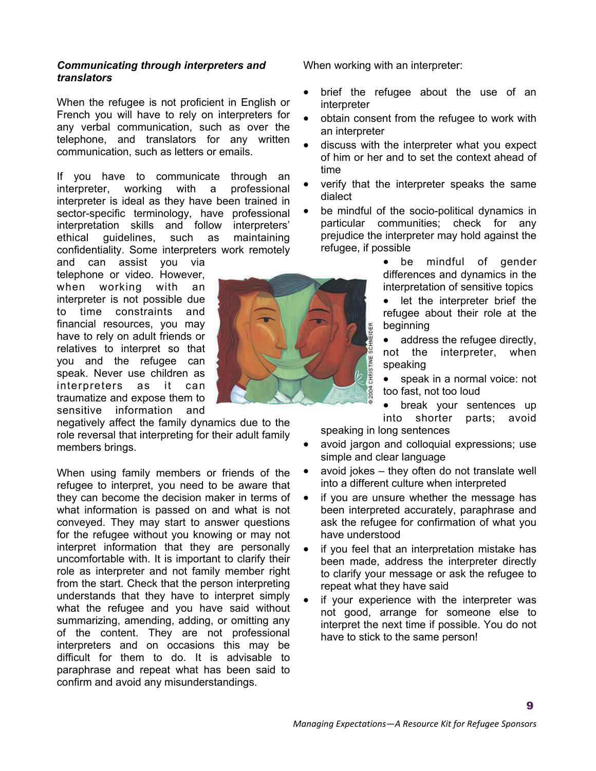***Communicating through interpreters and translators***

When the refugee is not proficient in English or French you will have to rely on interpreters for any verbal communication, such as over the telephone, and translators for any written communication, such as letters or emails.

If you have to communicate through an interpreter, working with a professional interpreter is ideal as they have been trained in sector-specific terminology, have professional interpretation skills and follow interpreters' ethical guidelines, such as maintaining confidentiality. Some interpreters work remotely and can assist you via telephone or video. However, when working with an interpreter is not possible due to time constraints and financial resources, you may have to rely on adult friends or relatives to interpret so that you and the refugee can speak. Never use children as interpreters as it can traumatize and expose them to sensitive information and negatively affect the family dynamics due to the role reversal that interpreting for their adult family members brings.

When using family members or friends of the refugee to interpret, you need to be aware that they can become the decision maker in terms of what information is passed on and what is not conveyed. They may start to answer questions for the refugee without you knowing or may not interpret information that they are personally uncomfortable with. It is important to clarify their role as interpreter and not family member right from the start. Check that the person interpreting understands that they have to interpret simply what the refugee and you have said without summarizing, amending, adding, or omitting any of the content. They are not professional interpreters and on occasions this may be difficult for them to do. It is advisable to paraphrase and repeat what has been said to confirm and avoid any misunderstandings.

When working with an interpreter:

- brief the refugee about the use of an interpreter
- obtain consent from the refugee to work with an interpreter
- discuss with the interpreter what you expect of him or her and to set the context ahead of time
- verify that the interpreter speaks the same dialect
- be mindful of the socio-political dynamics in particular communities; check for any prejudice the interpreter may hold against the refugee, if possible
- be mindful of gender differences and dynamics in the interpretation of sensitive topics
- let the interpreter brief the refugee about their role at the beginning
- address the refugee directly, not the interpreter, when speaking
- speak in a normal voice: not too fast, not too loud
- break your sentences up into shorter parts; avoid speaking in long sentences
- avoid jargon and colloquial expressions; use simple and clear language
- avoid jokes – they often do not translate well into a different culture when interpreted
- if you are unsure whether the message has been interpreted accurately, paraphrase and ask the refugee for confirmation of what you have understood
- if you feel that an interpretation mistake has been made, address the interpreter directly to clarify your message or ask the refugee to repeat what they have said
- if your experience with the interpreter was not good, arrange for someone else to interpret the next time if possible. You do not have to stick to the same person!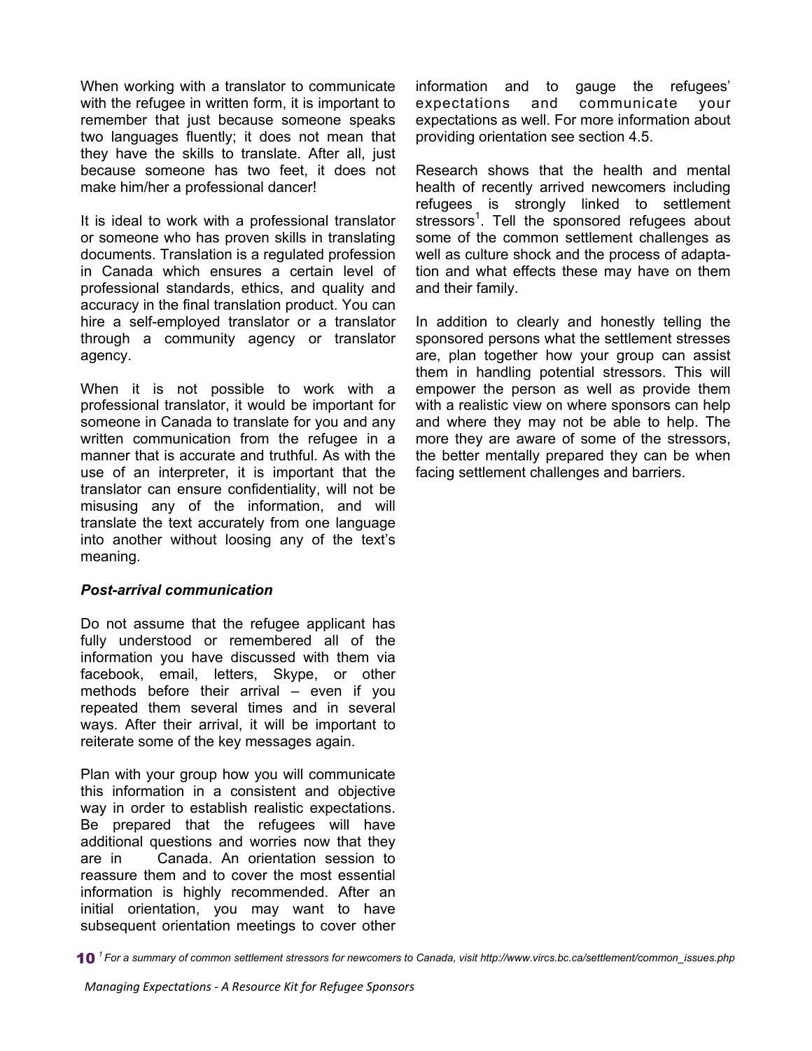When working with a translator to communicate with the refugee in written form, it is important to remember that just because someone speaks two languages fluently; it does not mean that they have the skills to translate. After all, just because someone has two feet, it does not make him/her a professional dancer!

It is ideal to work with a professional translator or someone who has proven skills in translating documents. Translation is a regulated profession in Canada which ensures a certain level of professional standards, ethics, and quality and accuracy in the final translation product. You can hire a self-employed translator or a translator through a community agency or translator agency.

When it is not possible to work with a professional translator, it would be important for someone in Canada to translate for you and any written communication from the refugee in a manner that is accurate and truthful. As with the use of an interpreter, it is important that the translator can ensure confidentiality, will not be misusing any of the information, and will translate the text accurately from one language into another without loosing any of the text's meaning.

***Post-arrival communication***

Do not assume that the refugee applicant has fully understood or remembered all of the information you have discussed with them via facebook, email, letters, Skype, or other methods before their arrival – even if you repeated them several times and in several ways. After their arrival, it will be important to reiterate some of the key messages again.

Plan with your group how you will communicate this information in a consistent and objective way in order to establish realistic expectations. Be prepared that the refugees will have additional questions and worries now that they are in Canada. An orientation session to reassure them and to cover the most essential information is highly recommended. After an initial orientation, you may want to have subsequent orientation meetings to cover other information and to gauge the refugees' expectations and communicate your expectations as well. For more information about providing orientation see section 4.5.

Research shows that the health and mental health of recently arrived newcomers including refugees is strongly linked to settlement stressors[1]. Tell the sponsored refugees about some of the common settlement challenges as well as culture shock and the process of adaptation and what effects these may have on them and their family.

In addition to clearly and honestly telling the sponsored persons what the settlement stresses are, plan together how your group can assist them in handling potential stressors. This will empower the person as well as provide them with a realistic view on where sponsors can help and where they may not be able to help. The more they are aware of some of the stressors, the better mentally prepared they can be when facing settlement challenges and barriers.

[1] *For a summary of common settlement stressors for newcomers to Canada, visit http://www.vircs.bc.ca/settlement/common_issues.php*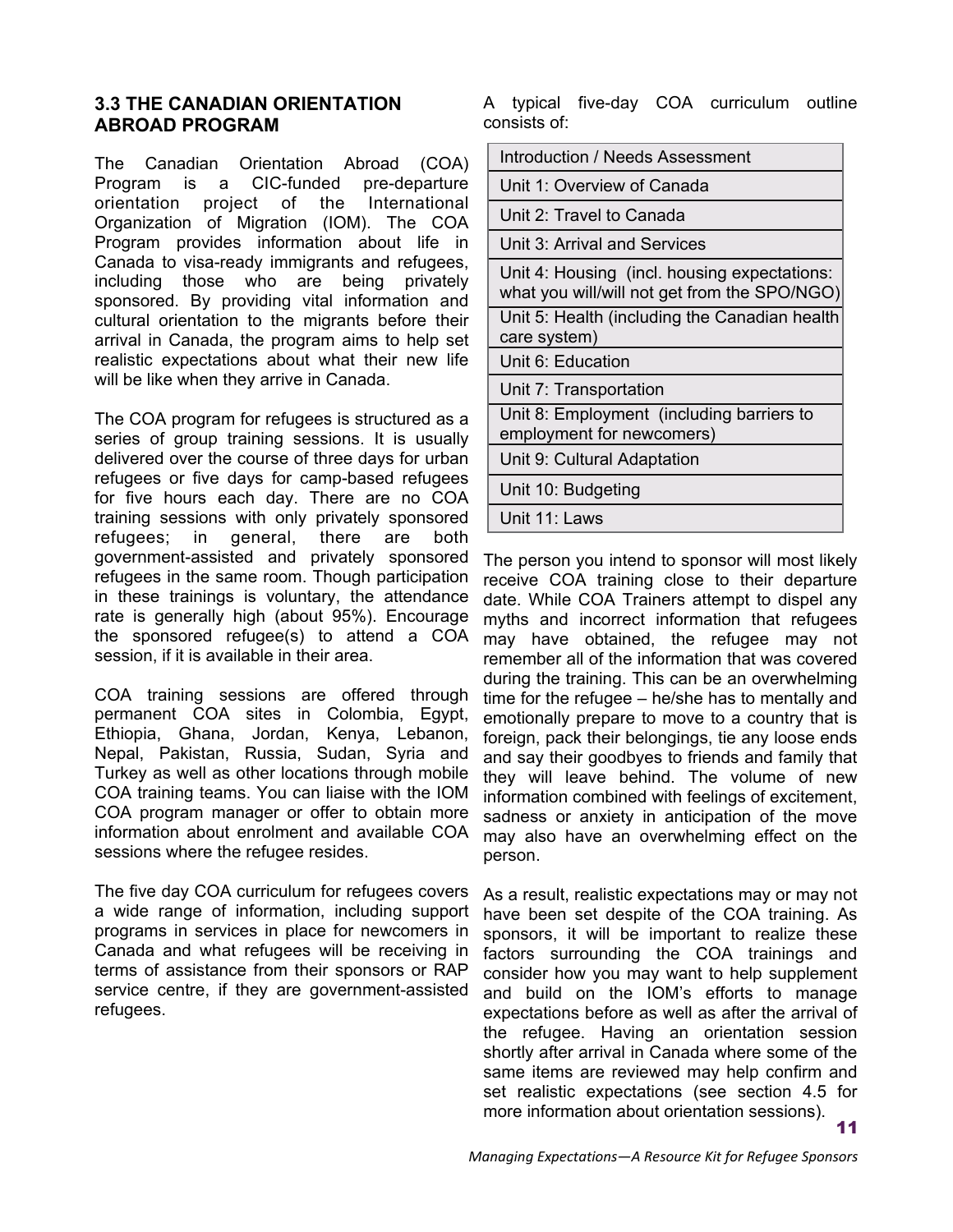### 3.3 THE CANADIAN ORIENTATION ABROAD PROGRAM

The Canadian Orientation Abroad (COA) Program is a CIC-funded pre-departure orientation project of the International Organization of Migration (IOM). The COA Program provides information about life in Canada to visa-ready immigrants and refugees, including those who are being privately sponsored. By providing vital information and cultural orientation to the migrants before their arrival in Canada, the program aims to help set realistic expectations about what their new life will be like when they arrive in Canada.

The COA program for refugees is structured as a series of group training sessions. It is usually delivered over the course of three days for urban refugees or five days for camp-based refugees for five hours each day. There are no COA training sessions with only privately sponsored refugees; in general, there are both government-assisted and privately sponsored refugees in the same room. Though participation in these trainings is voluntary, the attendance rate is generally high (about 95%). Encourage the sponsored refugee(s) to attend a COA session, if it is available in their area.

COA training sessions are offered through permanent COA sites in Colombia, Egypt, Ethiopia, Ghana, Jordan, Kenya, Lebanon, Nepal, Pakistan, Russia, Sudan, Syria and Turkey as well as other locations through mobile COA training teams. You can liaise with the IOM COA program manager or offer to obtain more information about enrolment and available COA sessions where the refugee resides.

The five day COA curriculum for refugees covers a wide range of information, including support programs in services in place for newcomers in Canada and what refugees will be receiving in terms of assistance from their sponsors or RAP service centre, if they are government-assisted refugees.

A typical five-day COA curriculum outline consists of:

| |
|---|
| Introduction / Needs Assessment |
| Unit 1: Overview of Canada |
| Unit 2: Travel to Canada |
| Unit 3: Arrival and Services |
| Unit 4: Housing (incl. housing expectations: what you will/will not get from the SPO/NGO) |
| Unit 5: Health (including the Canadian health care system) |
| Unit 6: Education |
| Unit 7: Transportation |
| Unit 8: Employment (including barriers to employment for newcomers) |
| Unit 9: Cultural Adaptation |
| Unit 10: Budgeting |
| Unit 11: Laws |

The person you intend to sponsor will most likely receive COA training close to their departure date. While COA Trainers attempt to dispel any myths and incorrect information that refugees may have obtained, the refugee may not remember all of the information that was covered during the training. This can be an overwhelming time for the refugee – he/she has to mentally and emotionally prepare to move to a country that is foreign, pack their belongings, tie any loose ends and say their goodbyes to friends and family that they will leave behind. The volume of new information combined with feelings of excitement, sadness or anxiety in anticipation of the move may also have an overwhelming effect on the person.

As a result, realistic expectations may or may not have been set despite of the COA training. As sponsors, it will be important to realize these factors surrounding the COA trainings and consider how you may want to help supplement and build on the IOM's efforts to manage expectations before as well as after the arrival of the refugee. Having an orientation session shortly after arrival in Canada where some of the same items are reviewed may help confirm and set realistic expectations (see section 4.5 for more information about orientation sessions).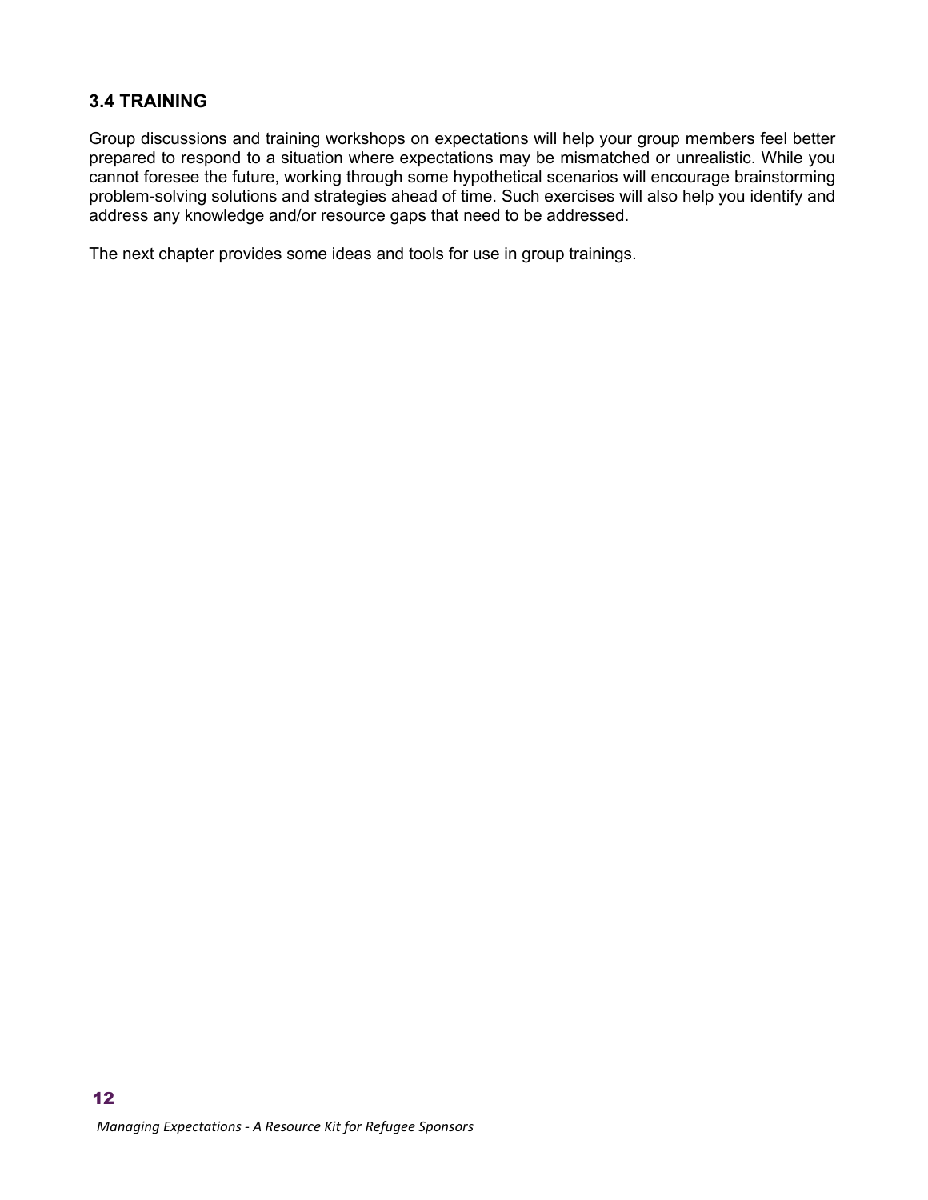### 3.4 TRAINING

Group discussions and training workshops on expectations will help your group members feel better prepared to respond to a situation where expectations may be mismatched or unrealistic. While you cannot foresee the future, working through some hypothetical scenarios will encourage brainstorming problem-solving solutions and strategies ahead of time. Such exercises will also help you identify and address any knowledge and/or resource gaps that need to be addressed.

The next chapter provides some ideas and tools for use in group trainings.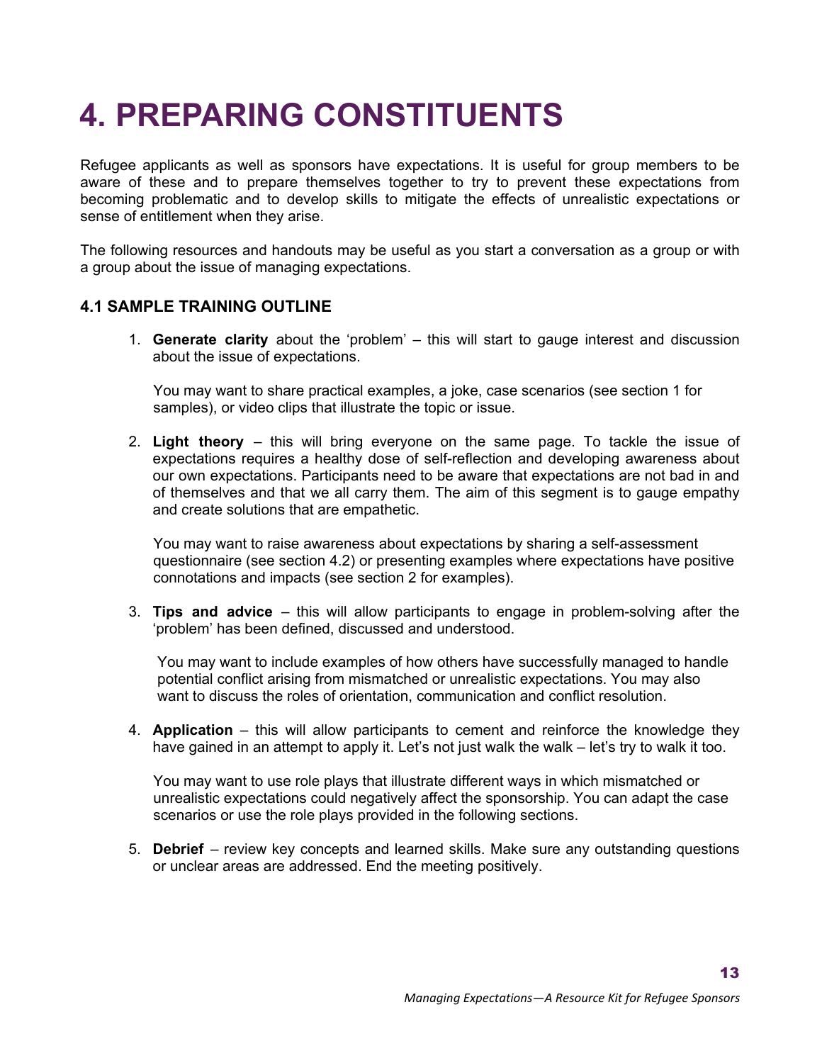# 4. PREPARING CONSTITUENTS

Refugee applicants as well as sponsors have expectations. It is useful for group members to be aware of these and to prepare themselves together to try to prevent these expectations from becoming problematic and to develop skills to mitigate the effects of unrealistic expectations or sense of entitlement when they arise.

The following resources and handouts may be useful as you start a conversation as a group or with a group about the issue of managing expectations.

### 4.1 SAMPLE TRAINING OUTLINE

1. **Generate clarity** about the 'problem' – this will start to gauge interest and discussion about the issue of expectations.

   You may want to share practical examples, a joke, case scenarios (see section 1 for samples), or video clips that illustrate the topic or issue.

2. **Light theory** – this will bring everyone on the same page. To tackle the issue of expectations requires a healthy dose of self-reflection and developing awareness about our own expectations. Participants need to be aware that expectations are not bad in and of themselves and that we all carry them. The aim of this segment is to gauge empathy and create solutions that are empathetic.

   You may want to raise awareness about expectations by sharing a self-assessment questionnaire (see section 4.2) or presenting examples where expectations have positive connotations and impacts (see section 2 for examples).

3. **Tips and advice** – this will allow participants to engage in problem-solving after the 'problem' has been defined, discussed and understood.

   You may want to include examples of how others have successfully managed to handle potential conflict arising from mismatched or unrealistic expectations. You may also want to discuss the roles of orientation, communication and conflict resolution.

4. **Application** – this will allow participants to cement and reinforce the knowledge they have gained in an attempt to apply it. Let's not just walk the walk – let's try to walk it too.

   You may want to use role plays that illustrate different ways in which mismatched or unrealistic expectations could negatively affect the sponsorship. You can adapt the case scenarios or use the role plays provided in the following sections.

5. **Debrief** – review key concepts and learned skills. Make sure any outstanding questions or unclear areas are addressed. End the meeting positively.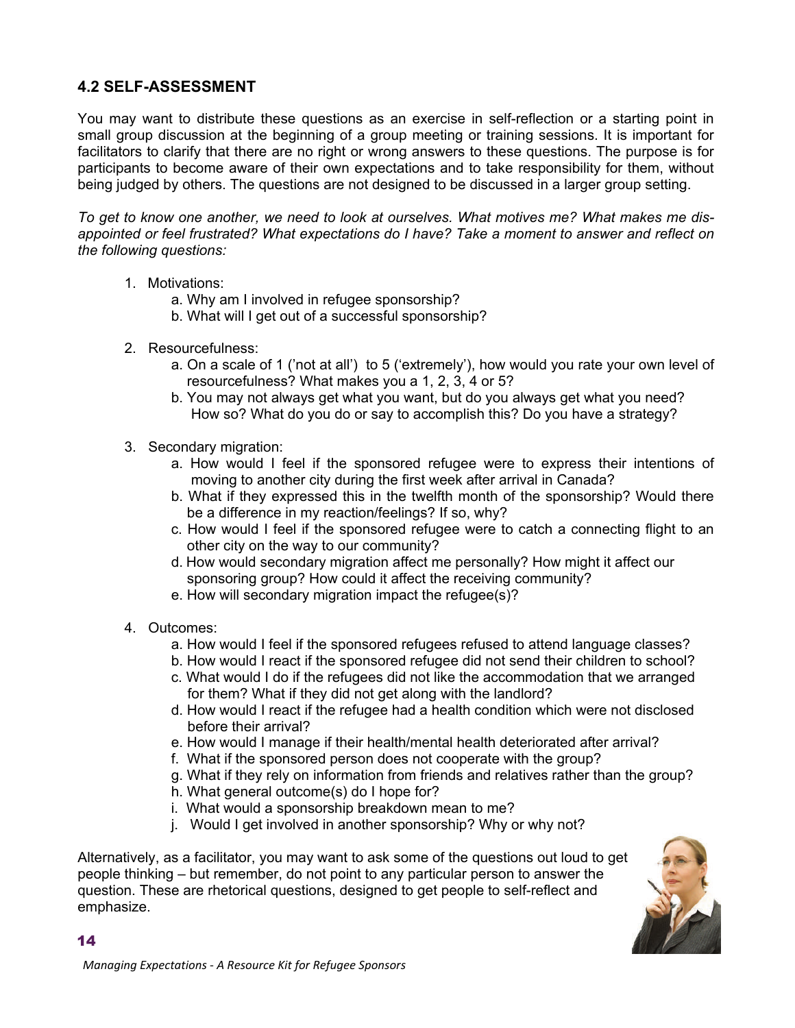## 4.2 SELF-ASSESSMENT

You may want to distribute these questions as an exercise in self-reflection or a starting point in small group discussion at the beginning of a group meeting or training sessions. It is important for facilitators to clarify that there are no right or wrong answers to these questions. The purpose is for participants to become aware of their own expectations and to take responsibility for them, without being judged by others. The questions are not designed to be discussed in a larger group setting.

*To get to know one another, we need to look at ourselves. What motives me? What makes me disappointed or feel frustrated? What expectations do I have? Take a moment to answer and reflect on the following questions:*

1. Motivations:
    a. Why am I involved in refugee sponsorship?
    b. What will I get out of a successful sponsorship?

2. Resourcefulness:
    a. On a scale of 1 ('not at all') to 5 ('extremely'), how would you rate your own level of resourcefulness? What makes you a 1, 2, 3, 4 or 5?
    b. You may not always get what you want, but do you always get what you need? How so? What do you do or say to accomplish this? Do you have a strategy?

3. Secondary migration:
    a. How would I feel if the sponsored refugee were to express their intentions of moving to another city during the first week after arrival in Canada?
    b. What if they expressed this in the twelfth month of the sponsorship? Would there be a difference in my reaction/feelings? If so, why?
    c. How would I feel if the sponsored refugee were to catch a connecting flight to an other city on the way to our community?
    d. How would secondary migration affect me personally? How might it affect our sponsoring group? How could it affect the receiving community?
    e. How will secondary migration impact the refugee(s)?

4. Outcomes:
    a. How would I feel if the sponsored refugees refused to attend language classes?
    b. How would I react if the sponsored refugee did not send their children to school?
    c. What would I do if the refugees did not like the accommodation that we arranged for them? What if they did not get along with the landlord?
    d. How would I react if the refugee had a health condition which were not disclosed before their arrival?
    e. How would I manage if their health/mental health deteriorated after arrival?
    f. What if the sponsored person does not cooperate with the group?
    g. What if they rely on information from friends and relatives rather than the group?
    h. What general outcome(s) do I hope for?
    i. What would a sponsorship breakdown mean to me?
    j. Would I get involved in another sponsorship? Why or why not?

Alternatively, as a facilitator, you may want to ask some of the questions out loud to get people thinking – but remember, do not point to any particular person to answer the question. These are rhetorical questions, designed to get people to self-reflect and emphasize.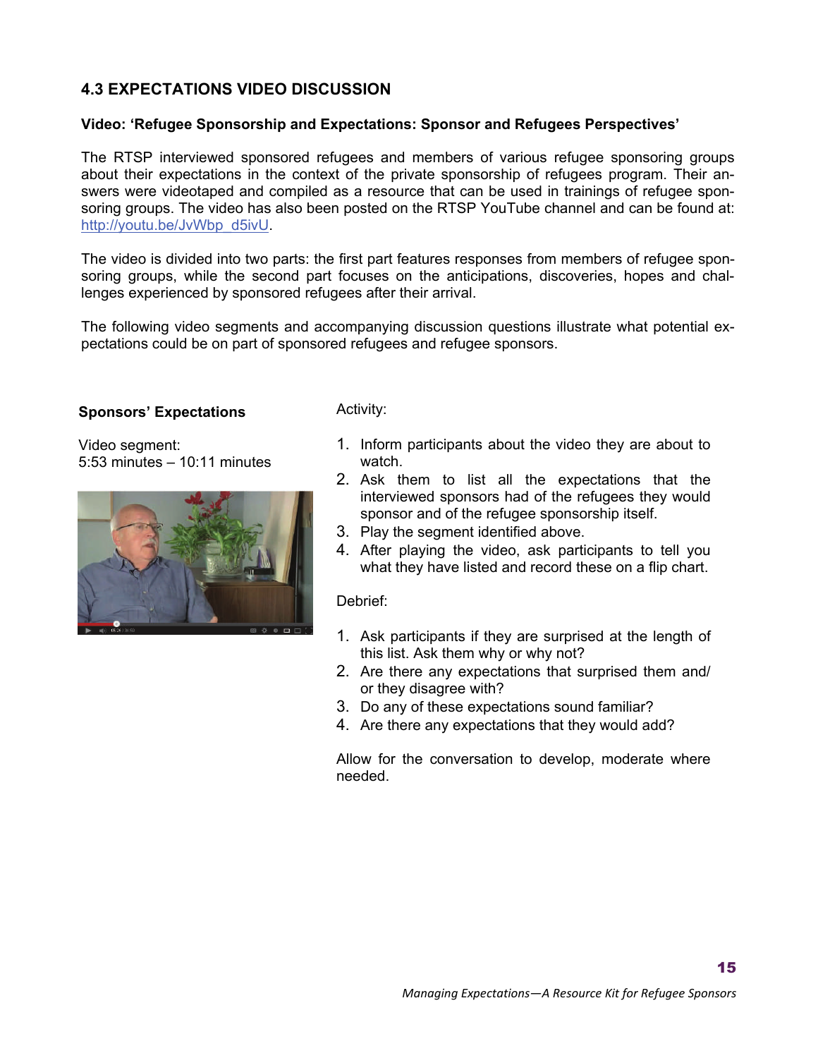## 4.3 EXPECTATIONS VIDEO DISCUSSION

**Video: 'Refugee Sponsorship and Expectations: Sponsor and Refugees Perspectives'**

The RTSP interviewed sponsored refugees and members of various refugee sponsoring groups about their expectations in the context of the private sponsorship of refugees program. Their answers were videotaped and compiled as a resource that can be used in trainings of refugee sponsoring groups. The video has also been posted on the RTSP YouTube channel and can be found at: http://youtu.be/JvWbp_d5ivU.

The video is divided into two parts: the first part features responses from members of refugee sponsoring groups, while the second part focuses on the anticipations, discoveries, hopes and challenges experienced by sponsored refugees after their arrival.

The following video segments and accompanying discussion questions illustrate what potential expectations could be on part of sponsored refugees and refugee sponsors.

**Sponsors' Expectations**

Video segment:
5:53 minutes – 10:11 minutes

Activity:

1. Inform participants about the video they are about to watch.
2. Ask them to list all the expectations that the interviewed sponsors had of the refugees they would sponsor and of the refugee sponsorship itself.
3. Play the segment identified above.
4. After playing the video, ask participants to tell you what they have listed and record these on a flip chart.

Debrief:

1. Ask participants if they are surprised at the length of this list. Ask them why or why not?
2. Are there any expectations that surprised them and/ or they disagree with?
3. Do any of these expectations sound familiar?
4. Are there any expectations that they would add?

Allow for the conversation to develop, moderate where needed.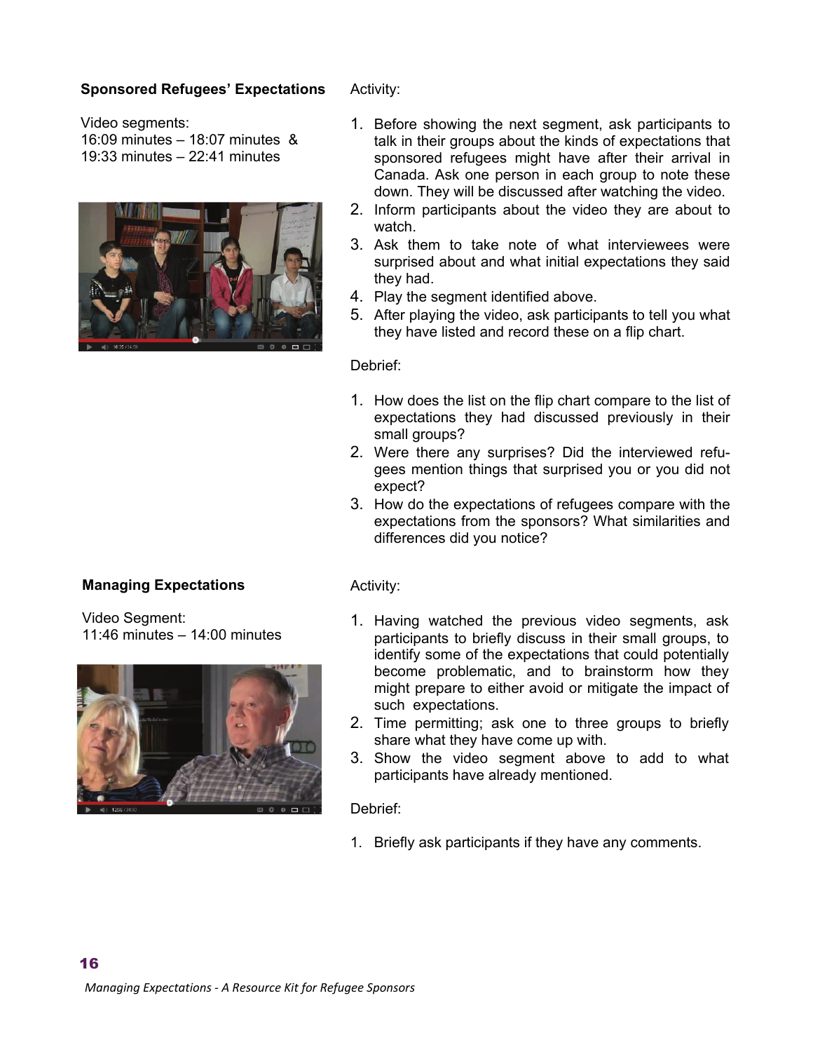### Sponsored Refugees' Expectations

Video segments:
16:09 minutes – 18:07 minutes &
19:33 minutes – 22:41 minutes

Activity:

1. Before showing the next segment, ask participants to talk in their groups about the kinds of expectations that sponsored refugees might have after their arrival in Canada. Ask one person in each group to note these down. They will be discussed after watching the video.
2. Inform participants about the video they are about to watch.
3. Ask them to take note of what interviewees were surprised about and what initial expectations they said they had.
4. Play the segment identified above.
5. After playing the video, ask participants to tell you what they have listed and record these on a flip chart.

Debrief:

1. How does the list on the flip chart compare to the list of expectations they had discussed previously in their small groups?
2. Were there any surprises? Did the interviewed refugees mention things that surprised you or you did not expect?
3. How do the expectations of refugees compare with the expectations from the sponsors? What similarities and differences did you notice?

### Managing Expectations

Video Segment:
11:46 minutes – 14:00 minutes

Activity:

1. Having watched the previous video segments, ask participants to briefly discuss in their small groups, to identify some of the expectations that could potentially become problematic, and to brainstorm how they might prepare to either avoid or mitigate the impact of such expectations.
2. Time permitting; ask one to three groups to briefly share what they have come up with.
3. Show the video segment above to add to what participants have already mentioned.

Debrief:

1. Briefly ask participants if they have any comments.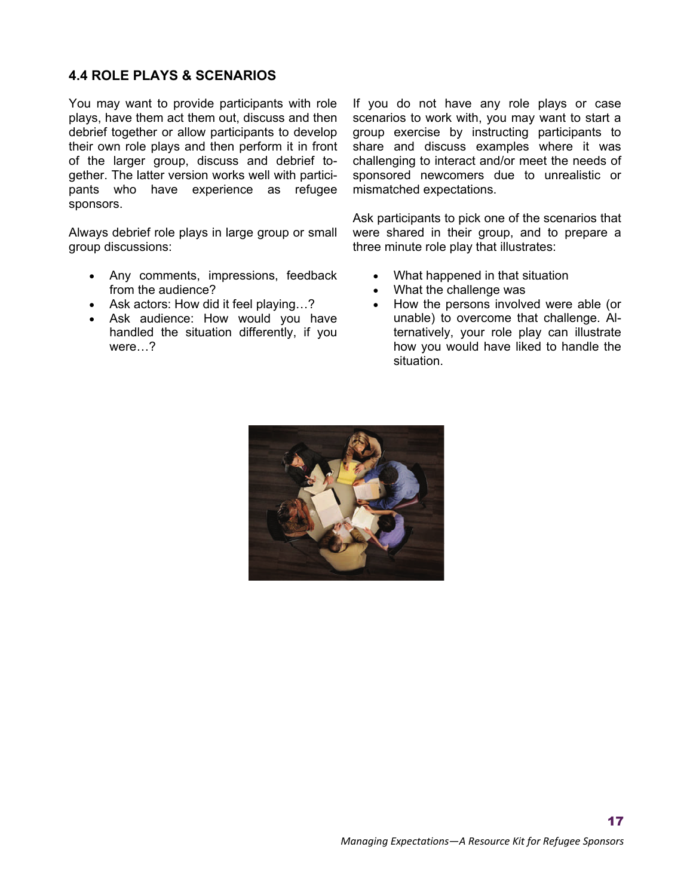## 4.4 ROLE PLAYS & SCENARIOS

You may want to provide participants with role plays, have them act them out, discuss and then debrief together or allow participants to develop their own role plays and then perform it in front of the larger group, discuss and debrief together. The latter version works well with participants who have experience as refugee sponsors.

Always debrief role plays in large group or small group discussions:

- Any comments, impressions, feedback from the audience?
- Ask actors: How did it feel playing…?
- Ask audience: How would you have handled the situation differently, if you were…?

If you do not have any role plays or case scenarios to work with, you may want to start a group exercise by instructing participants to share and discuss examples where it was challenging to interact and/or meet the needs of sponsored newcomers due to unrealistic or mismatched expectations.

Ask participants to pick one of the scenarios that were shared in their group, and to prepare a three minute role play that illustrates:

- What happened in that situation
- What the challenge was
- How the persons involved were able (or unable) to overcome that challenge. Alternatively, your role play can illustrate how you would have liked to handle the situation.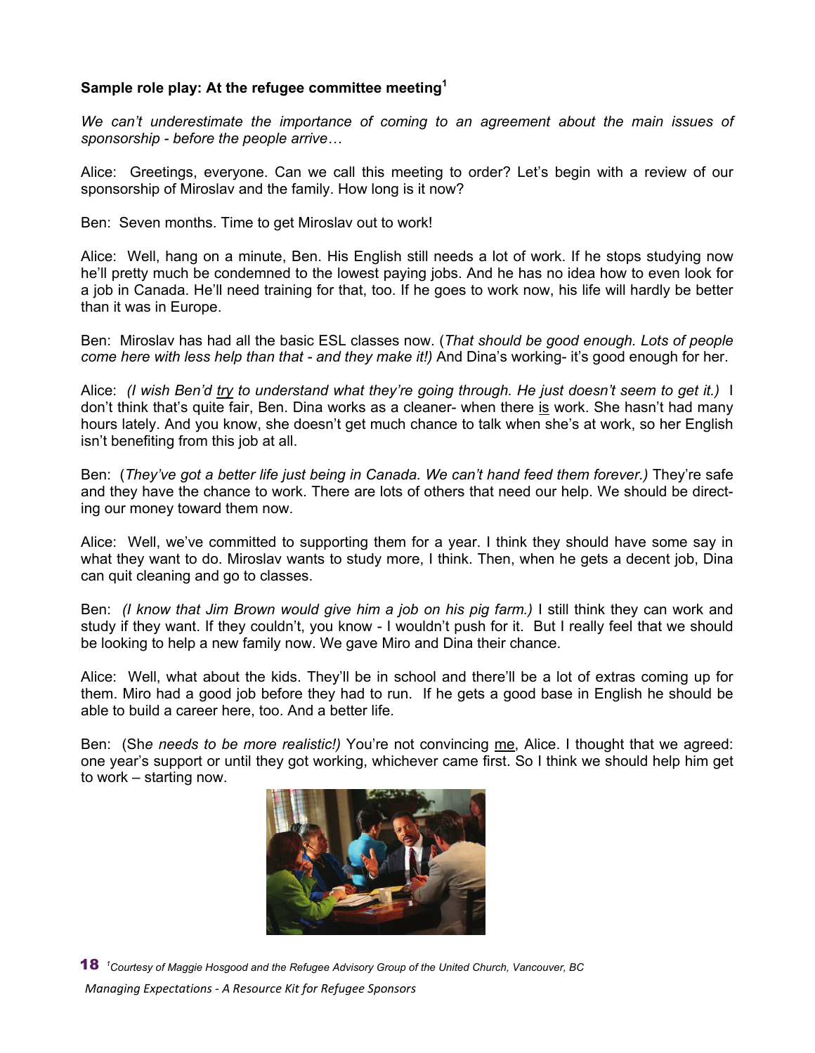**Sample role play: At the refugee committee meeting[1]**

*We can't underestimate the importance of coming to an agreement about the main issues of sponsorship - before the people arrive…*

Alice: Greetings, everyone. Can we call this meeting to order? Let's begin with a review of our sponsorship of Miroslav and the family. How long is it now?

Ben: Seven months. Time to get Miroslav out to work!

Alice: Well, hang on a minute, Ben. His English still needs a lot of work. If he stops studying now he'll pretty much be condemned to the lowest paying jobs. And he has no idea how to even look for a job in Canada. He'll need training for that, too. If he goes to work now, his life will hardly be better than it was in Europe.

Ben: Miroslav has had all the basic ESL classes now. (*That should be good enough. Lots of people come here with less help than that - and they make it!)* And Dina's working- it's good enough for her.

Alice: *(I wish Ben'd try to understand what they're going through. He just doesn't seem to get it.)* I don't think that's quite fair, Ben. Dina works as a cleaner- when there is work. She hasn't had many hours lately. And you know, she doesn't get much chance to talk when she's at work, so her English isn't benefiting from this job at all.

Ben: (*They've got a better life just being in Canada. We can't hand feed them forever.)* They're safe and they have the chance to work. There are lots of others that need our help. We should be directing our money toward them now.

Alice: Well, we've committed to supporting them for a year. I think they should have some say in what they want to do. Miroslav wants to study more, I think. Then, when he gets a decent job, Dina can quit cleaning and go to classes.

Ben: *(I know that Jim Brown would give him a job on his pig farm.)* I still think they can work and study if they want. If they couldn't, you know - I wouldn't push for it. But I really feel that we should be looking to help a new family now. We gave Miro and Dina their chance.

Alice: Well, what about the kids. They'll be in school and there'll be a lot of extras coming up for them. Miro had a good job before they had to run. If he gets a good base in English he should be able to build a career here, too. And a better life.

Ben: (Sh*e needs to be more realistic!)* You're not convincing me, Alice. I thought that we agreed: one year's support or until they got working, whichever came first. So I think we should help him get to work – starting now.

[1]*Courtesy of Maggie Hosgood and the Refugee Advisory Group of the United Church, Vancouver, BC*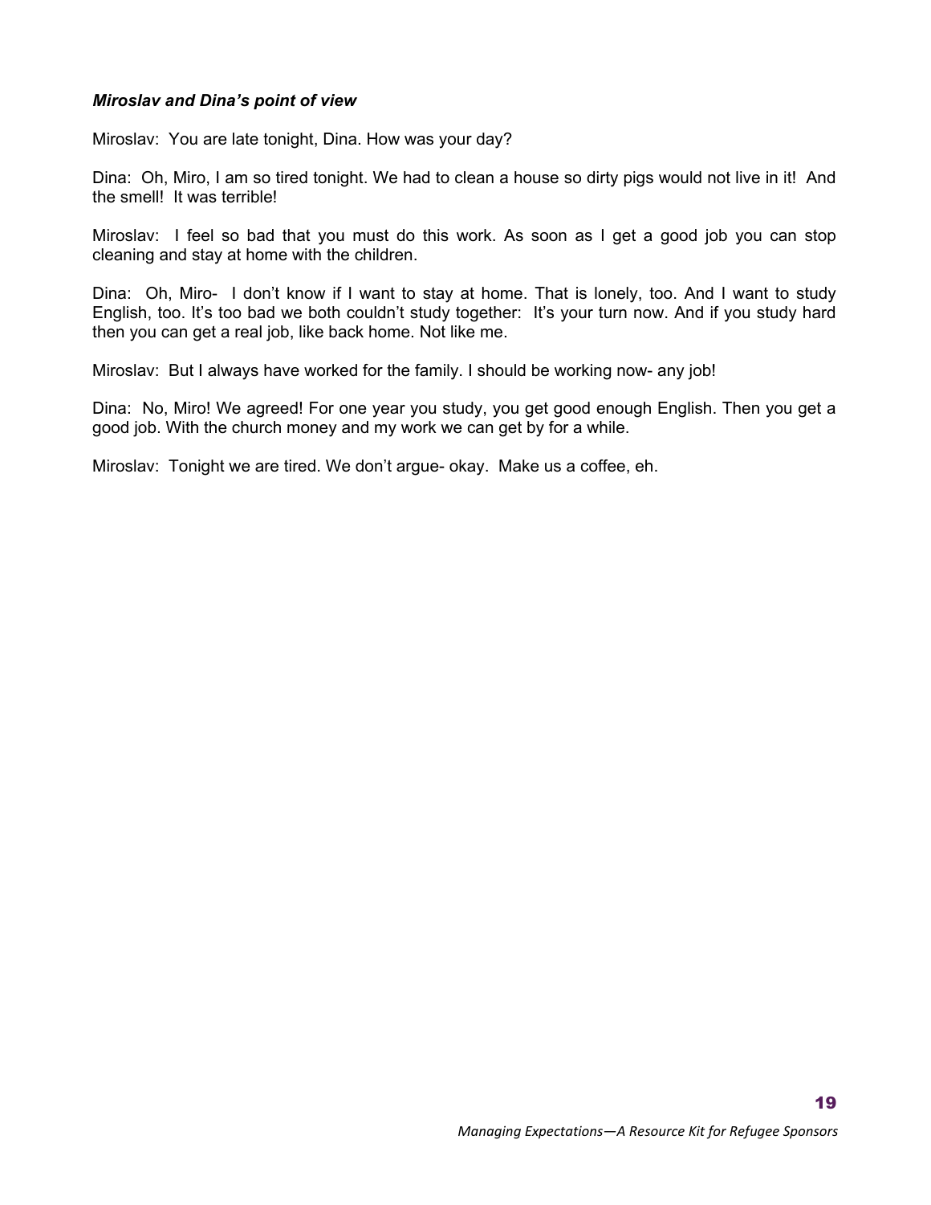***Miroslav and Dina's point of view***

Miroslav: You are late tonight, Dina. How was your day?

Dina: Oh, Miro, I am so tired tonight. We had to clean a house so dirty pigs would not live in it! And the smell! It was terrible!

Miroslav: I feel so bad that you must do this work. As soon as I get a good job you can stop cleaning and stay at home with the children.

Dina: Oh, Miro- I don't know if I want to stay at home. That is lonely, too. And I want to study English, too. It's too bad we both couldn't study together: It's your turn now. And if you study hard then you can get a real job, like back home. Not like me.

Miroslav: But I always have worked for the family. I should be working now- any job!

Dina: No, Miro! We agreed! For one year you study, you get good enough English. Then you get a good job. With the church money and my work we can get by for a while.

Miroslav: Tonight we are tired. We don't argue- okay. Make us a coffee, eh.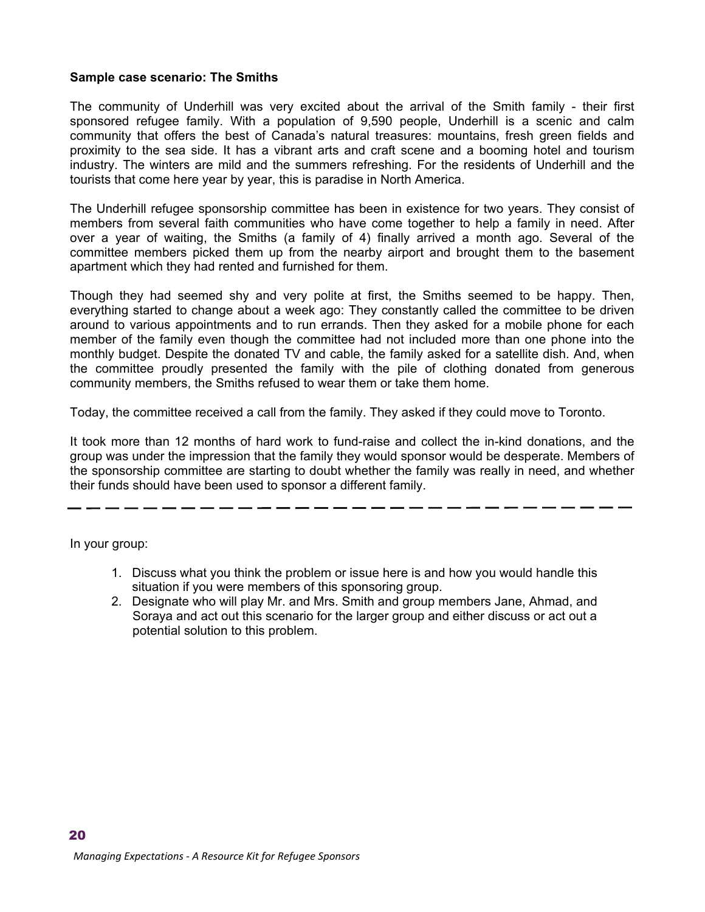**Sample case scenario: The Smiths**

The community of Underhill was very excited about the arrival of the Smith family - their first sponsored refugee family. With a population of 9,590 people, Underhill is a scenic and calm community that offers the best of Canada's natural treasures: mountains, fresh green fields and proximity to the sea side. It has a vibrant arts and craft scene and a booming hotel and tourism industry. The winters are mild and the summers refreshing. For the residents of Underhill and the tourists that come here year by year, this is paradise in North America.

The Underhill refugee sponsorship committee has been in existence for two years. They consist of members from several faith communities who have come together to help a family in need. After over a year of waiting, the Smiths (a family of 4) finally arrived a month ago. Several of the committee members picked them up from the nearby airport and brought them to the basement apartment which they had rented and furnished for them.

Though they had seemed shy and very polite at first, the Smiths seemed to be happy. Then, everything started to change about a week ago: They constantly called the committee to be driven around to various appointments and to run errands. Then they asked for a mobile phone for each member of the family even though the committee had not included more than one phone into the monthly budget. Despite the donated TV and cable, the family asked for a satellite dish. And, when the committee proudly presented the family with the pile of clothing donated from generous community members, the Smiths refused to wear them or take them home.

Today, the committee received a call from the family. They asked if they could move to Toronto.

It took more than 12 months of hard work to fund-raise and collect the in-kind donations, and the group was under the impression that the family they would sponsor would be desperate. Members of the sponsorship committee are starting to doubt whether the family was really in need, and whether their funds should have been used to sponsor a different family.

---

In your group:

1. Discuss what you think the problem or issue here is and how you would handle this situation if you were members of this sponsoring group.
2. Designate who will play Mr. and Mrs. Smith and group members Jane, Ahmad, and Soraya and act out this scenario for the larger group and either discuss or act out a potential solution to this problem.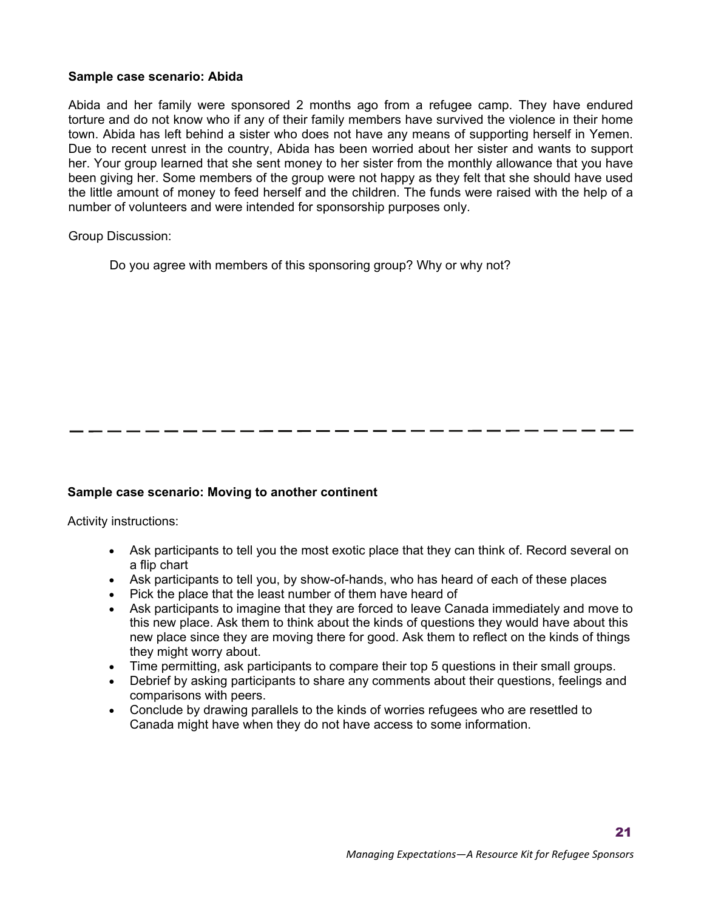**Sample case scenario: Abida**

Abida and her family were sponsored 2 months ago from a refugee camp. They have endured torture and do not know who if any of their family members have survived the violence in their home town. Abida has left behind a sister who does not have any means of supporting herself in Yemen. Due to recent unrest in the country, Abida has been worried about her sister and wants to support her. Your group learned that she sent money to her sister from the monthly allowance that you have been giving her. Some members of the group were not happy as they felt that she should have used the little amount of money to feed herself and the children. The funds were raised with the help of a number of volunteers and were intended for sponsorship purposes only.

Group Discussion:

> Do you agree with members of this sponsoring group? Why or why not?

---

**Sample case scenario: Moving to another continent**

Activity instructions:

- Ask participants to tell you the most exotic place that they can think of. Record several on a flip chart
- Ask participants to tell you, by show-of-hands, who has heard of each of these places
- Pick the place that the least number of them have heard of
- Ask participants to imagine that they are forced to leave Canada immediately and move to this new place. Ask them to think about the kinds of questions they would have about this new place since they are moving there for good. Ask them to reflect on the kinds of things they might worry about.
- Time permitting, ask participants to compare their top 5 questions in their small groups.
- Debrief by asking participants to share any comments about their questions, feelings and comparisons with peers.
- Conclude by drawing parallels to the kinds of worries refugees who are resettled to Canada might have when they do not have access to some information.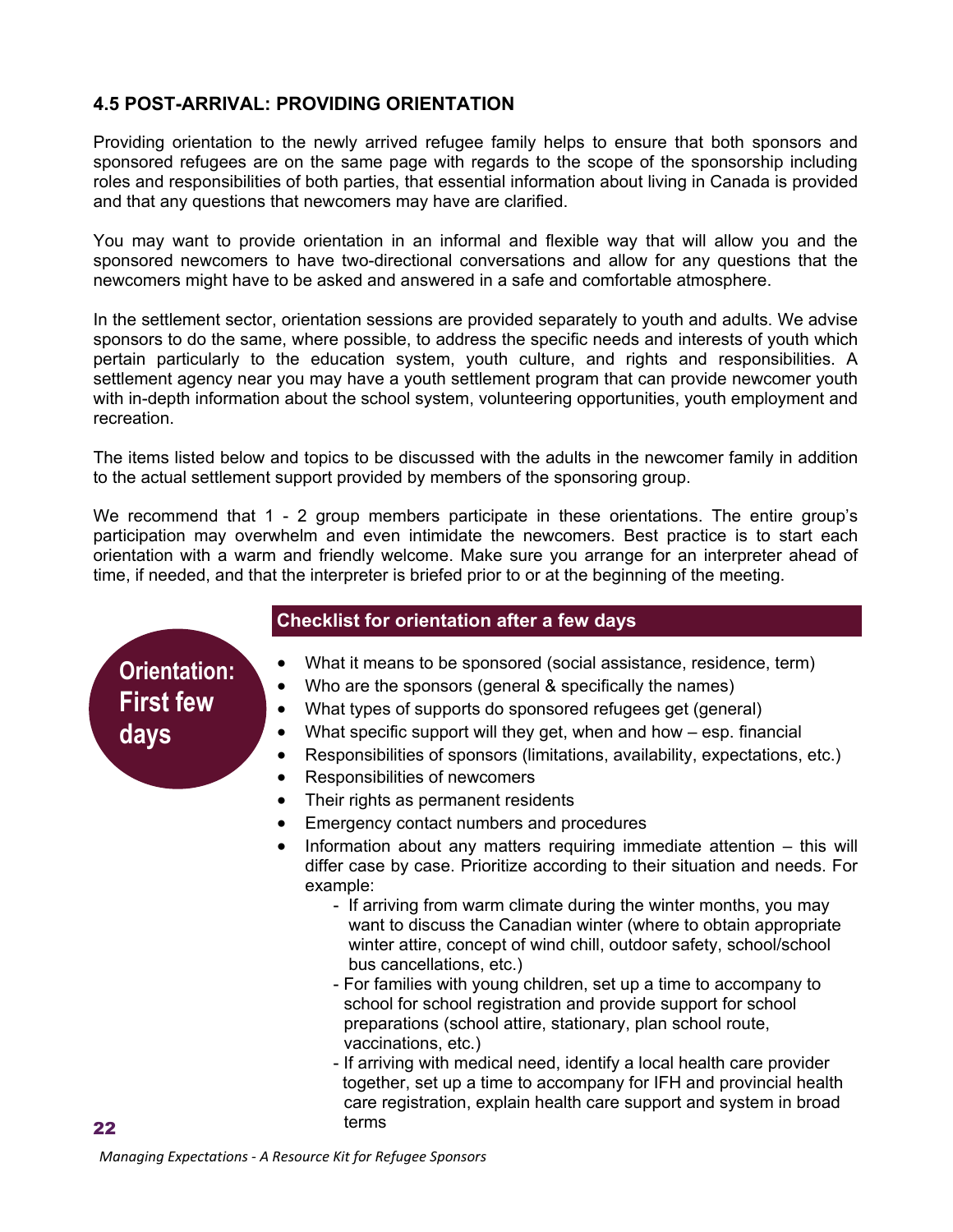## 4.5 POST-ARRIVAL: PROVIDING ORIENTATION

Providing orientation to the newly arrived refugee family helps to ensure that both sponsors and sponsored refugees are on the same page with regards to the scope of the sponsorship including roles and responsibilities of both parties, that essential information about living in Canada is provided and that any questions that newcomers may have are clarified.

You may want to provide orientation in an informal and flexible way that will allow you and the sponsored newcomers to have two-directional conversations and allow for any questions that the newcomers might have to be asked and answered in a safe and comfortable atmosphere.

In the settlement sector, orientation sessions are provided separately to youth and adults. We advise sponsors to do the same, where possible, to address the specific needs and interests of youth which pertain particularly to the education system, youth culture, and rights and responsibilities. A settlement agency near you may have a youth settlement program that can provide newcomer youth with in-depth information about the school system, volunteering opportunities, youth employment and recreation.

The items listed below and topics to be discussed with the adults in the newcomer family in addition to the actual settlement support provided by members of the sponsoring group.

We recommend that 1 - 2 group members participate in these orientations. The entire group's participation may overwhelm and even intimidate the newcomers. Best practice is to start each orientation with a warm and friendly welcome. Make sure you arrange for an interpreter ahead of time, if needed, and that the interpreter is briefed prior to or at the beginning of the meeting.

**Orientation: First few days**

### Checklist for orientation after a few days

- What it means to be sponsored (social assistance, residence, term)
- Who are the sponsors (general & specifically the names)
- What types of supports do sponsored refugees get (general)
- What specific support will they get, when and how – esp. financial
- Responsibilities of sponsors (limitations, availability, expectations, etc.)
- Responsibilities of newcomers
- Their rights as permanent residents
- Emergency contact numbers and procedures
- Information about any matters requiring immediate attention – this will differ case by case. Prioritize according to their situation and needs. For example:
  - If arriving from warm climate during the winter months, you may want to discuss the Canadian winter (where to obtain appropriate winter attire, concept of wind chill, outdoor safety, school/school bus cancellations, etc.)
  - For families with young children, set up a time to accompany to school for school registration and provide support for school preparations (school attire, stationary, plan school route, vaccinations, etc.)
  - If arriving with medical need, identify a local health care provider together, set up a time to accompany for IFH and provincial health care registration, explain health care support and system in broad terms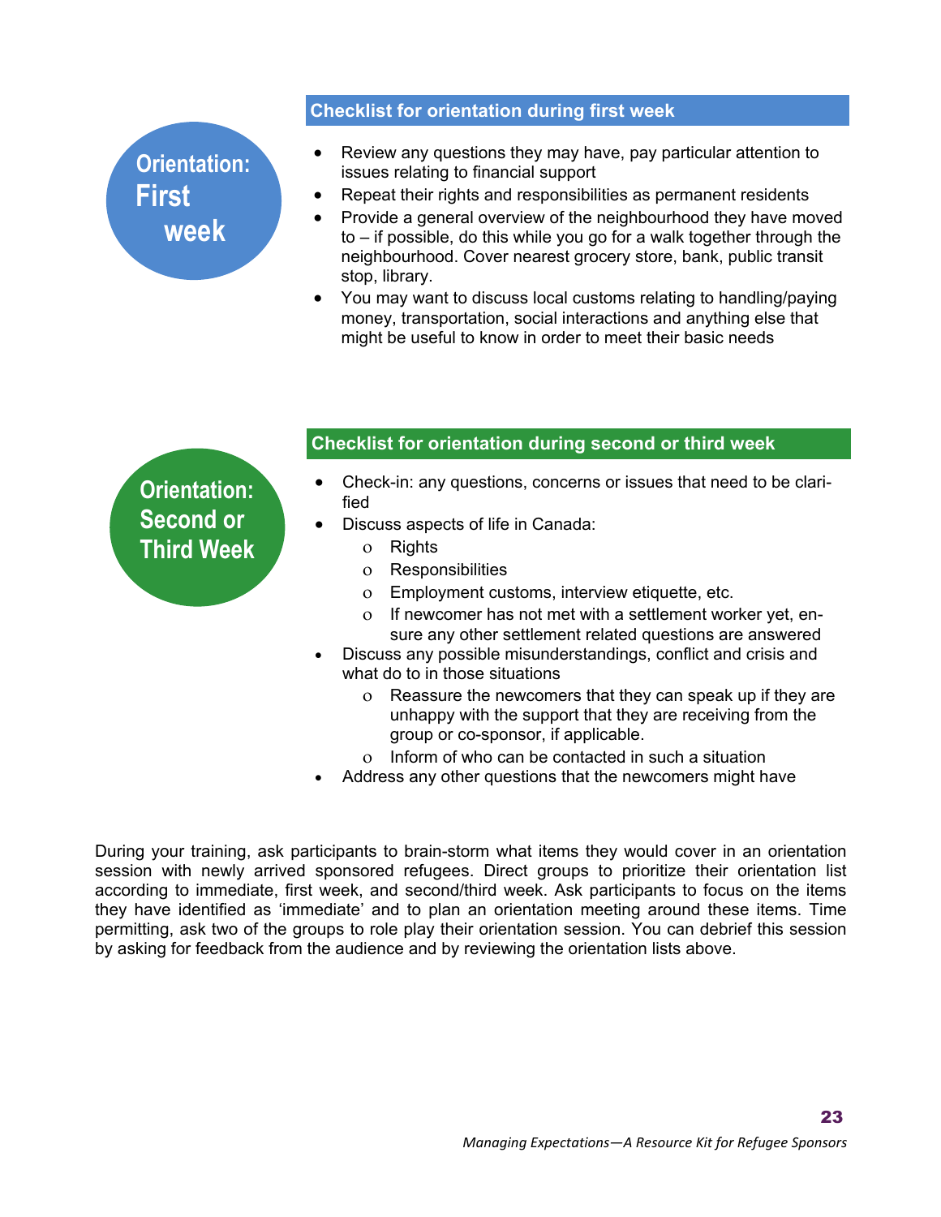**Orientation: First week**

## Checklist for orientation during first week

- Review any questions they may have, pay particular attention to issues relating to financial support
- Repeat their rights and responsibilities as permanent residents
- Provide a general overview of the neighbourhood they have moved to – if possible, do this while you go for a walk together through the neighbourhood. Cover nearest grocery store, bank, public transit stop, library.
- You may want to discuss local customs relating to handling/paying money, transportation, social interactions and anything else that might be useful to know in order to meet their basic needs

**Orientation: Second or Third Week**

## Checklist for orientation during second or third week

- Check-in: any questions, concerns or issues that need to be clarified
- Discuss aspects of life in Canada:
  - Rights
  - Responsibilities
  - Employment customs, interview etiquette, etc.
  - If newcomer has not met with a settlement worker yet, ensure any other settlement related questions are answered
- Discuss any possible misunderstandings, conflict and crisis and what do to in those situations
  - Reassure the newcomers that they can speak up if they are unhappy with the support that they are receiving from the group or co-sponsor, if applicable.
  - Inform of who can be contacted in such a situation
- Address any other questions that the newcomers might have

During your training, ask participants to brain-storm what items they would cover in an orientation session with newly arrived sponsored refugees. Direct groups to prioritize their orientation list according to immediate, first week, and second/third week. Ask participants to focus on the items they have identified as 'immediate' and to plan an orientation meeting around these items. Time permitting, ask two of the groups to role play their orientation session. You can debrief this session by asking for feedback from the audience and by reviewing the orientation lists above.